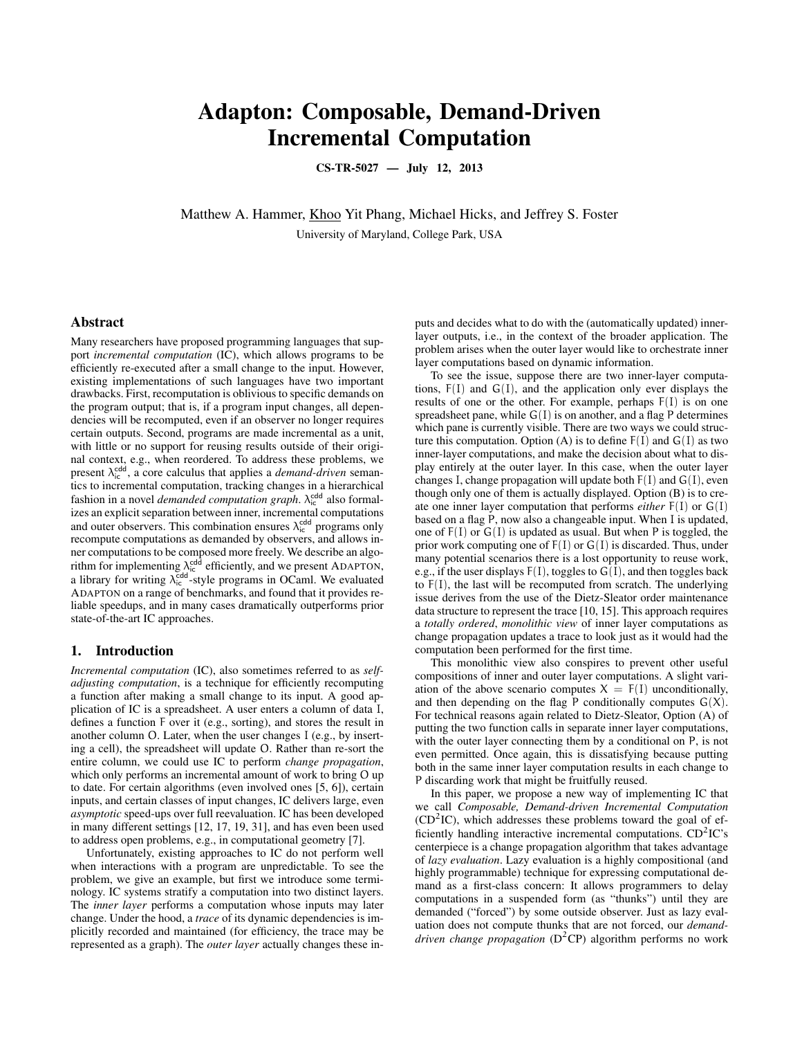# Adapton: Composable, Demand-Driven Incremental Computation

**CS-TR-5027 — July 12, 2013**

Matthew A. Hammer, Khoo Yit Phang, Michael Hicks, and Jeffrey S. Foster

University of Maryland, College Park, USA

## Abstract

Many researchers have proposed programming languages that support *incremental computation* (IC), which allows programs to be efficiently re-executed after a small change to the input. However, existing implementations of such languages have two important drawbacks. First, recomputation is oblivious to specific demands on the program output; that is, if a program input changes, all dependencies will be recomputed, even if an observer no longer requires certain outputs. Second, programs are made incremental as a unit, with little or no support for reusing results outside of their original context, e.g., when reordered. To address these problems, we present $\lambda_{ic}^{cdd}$, a core calculus that applies a *demand-driven* semantics to incremental computation, tracking changes in a hierarchical fashion in a novel *demanded computation graph*. $\lambda_{ic}^{cdd}$ also formalizes an explicit separation between inner, incremental computations and outer observers. This combination ensures $\lambda_{ic}^{cdd}$ programs only recompute computations as demanded by observers, and allows inner computations to be composed more freely. We describe an algorithm for implementing $\lambda_{ic}^{cdd}$ efficiently, and we present ADAPTON, a library for writing $\lambda_{ic}^{cdd}$-style programs in OCaml. We evaluated ADAPTON on a range of benchmarks, and found that it provides reliable speedups, and in many cases dramatically outperforms prior state-of-the-art IC approaches.

## 1. Introduction

*Incremental computation* (IC), also sometimes referred to as *self-adjusting computation*, is a technique for efficiently recomputing a function after making a small change to its input. A good application of IC is a spreadsheet. A user enters a column of data I, defines a function F over it (e.g., sorting), and stores the result in another column O. Later, when the user changes I (e.g., by inserting a cell), the spreadsheet will update O. Rather than re-sort the entire column, we could use IC to perform *change propagation*, which only performs an incremental amount of work to bring O up to date. For certain algorithms (even involved ones [5, 6]), certain inputs, and certain classes of input changes, IC delivers large, even *asymptotic* speed-ups over full reevaluation. IC has been developed in many different settings [12, 17, 19, 31], and has even been used to address open problems, e.g., in computational geometry [7].

Unfortunately, existing approaches to IC do not perform well when interactions with a program are unpredictable. To see the problem, we give an example, but first we introduce some terminology. IC systems stratify a computation into two distinct layers. The *inner layer* performs a computation whose inputs may later change. Under the hood, a *trace* of its dynamic dependencies is implicitly recorded and maintained (for efficiency, the trace may be represented as a graph). The *outer layer* actually changes these inputs and decides what to do with the (automatically updated) inner-layer outputs, i.e., in the context of the broader application. The problem arises when the outer layer would like to orchestrate inner layer computations based on dynamic information.

To see the issue, suppose there are two inner-layer computations, F(I) and G(I), and the application only ever displays the results of one or the other. For example, perhaps F(I) is on one spreadsheet pane, while G(I) is on another, and a flag P determines which pane is currently visible. There are two ways we could structure this computation. Option (A) is to define F(I) and G(I) as two inner-layer computations, and make the decision about what to display entirely at the outer layer. In this case, when the outer layer changes I, change propagation will update both F(I) and G(I), even though only one of them is actually displayed. Option (B) is to create one inner layer computation that performs *either* F(I) or G(I) based on a flag P, now also a changeable input. When I is updated, one of F(I) or G(I) is updated as usual. But when P is toggled, the prior work computing one of F(I) or G(I) is discarded. Thus, under many potential scenarios there is a lost opportunity to reuse work, e.g., if the user displays F(I), toggles to G(I), and then toggles back to F(I), the last will be recomputed from scratch. The underlying issue derives from the use of the Dietz-Sleator order maintenance data structure to represent the trace [10, 15]. This approach requires a *totally ordered*, *monolithic view* of inner layer computations as change propagation updates a trace to look just as it would had the computation been performed for the first time.

This monolithic view also conspires to prevent other useful compositions of inner and outer layer computations. A slight variation of the above scenario computes X = F(I) unconditionally, and then depending on the flag P conditionally computes G(X). For technical reasons again related to Dietz-Sleator, Option (A) of putting the two function calls in separate inner layer computations, with the outer layer connecting them by a conditional on P, is not even permitted. Once again, this is dissatisfying because putting both in the same inner layer computation results in each change to P discarding work that might be fruitfully reused.

In this paper, we propose a new way of implementing IC that we call *Composable, Demand-driven Incremental Computation* (CD$^2$IC), which addresses these problems toward the goal of efficiently handling interactive incremental computations. CD$^2$IC's centerpiece is a change propagation algorithm that takes advantage of *lazy evaluation*. Lazy evaluation is a highly compositional (and highly programmable) technique for expressing computational demand as a first-class concern: It allows programmers to delay computations in a suspended form (as "thunks") until they are demanded ("forced") by some outside observer. Just as lazy evaluation does not compute thunks that are not forced, our *demand-driven change propagation* (D$^2$CP) algorithm performs no work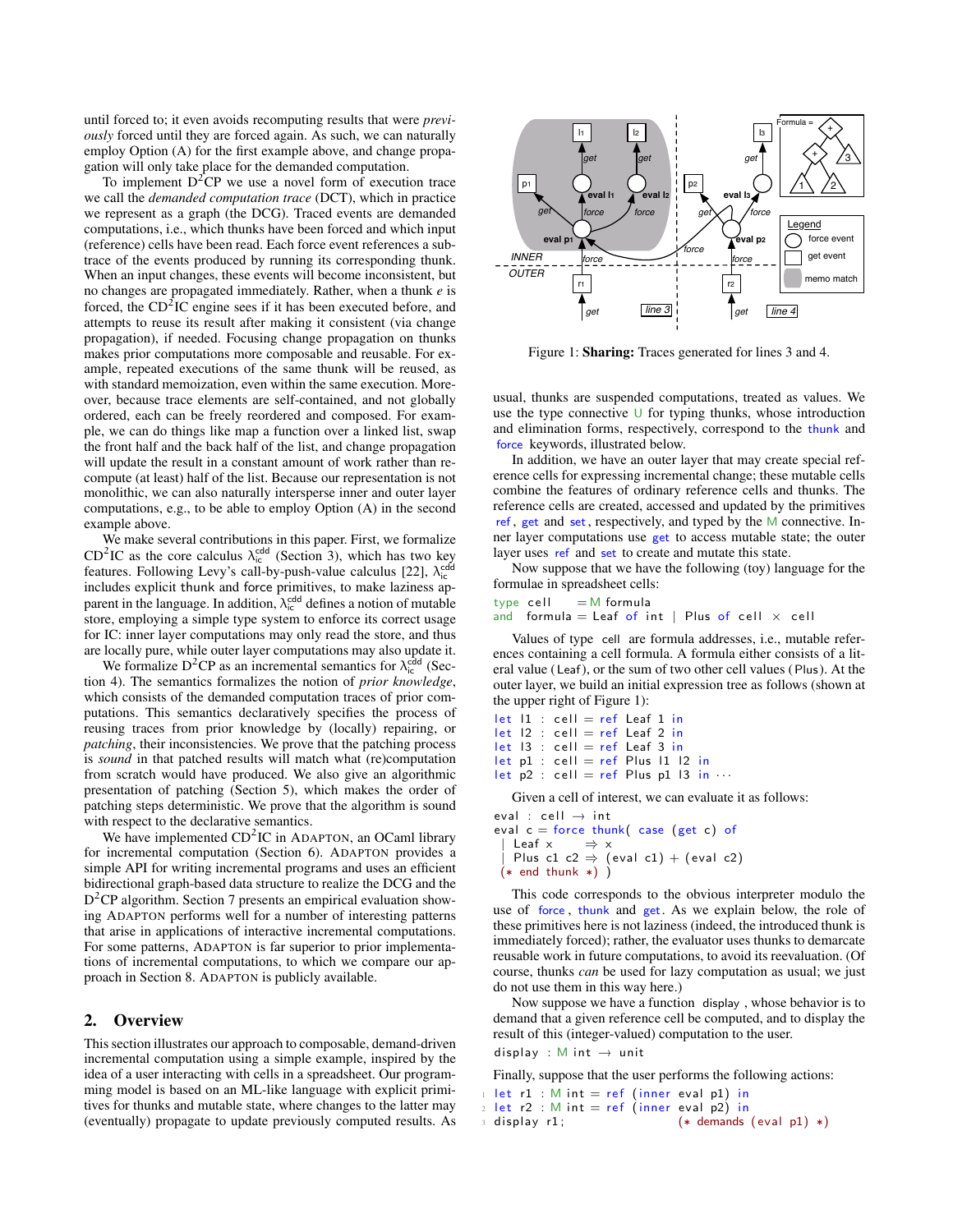until forced to; it even avoids recomputing results that were *previously* forced until they are forced again. As such, we can naturally employ Option (A) for the first example above, and change propagation will only take place for the demanded computation.

To implement D$^2$CP we use a novel form of execution trace we call the *demanded computation trace* (DCT), which in practice we represent as a graph (the DCG). Traced events are demanded computations, i.e., which thunks have been forced and which input (reference) cells have been read. Each force event references a subtrace of the events produced by running its corresponding thunk. When an input changes, these events will become inconsistent, but no changes are propagated immediately. Rather, when a thunk $e$ is forced, the CD$^2$IC engine sees if it has been executed before, and attempts to reuse its result after making it consistent (via change propagation), if needed. Focusing change propagation on thunks makes prior computations more composable and reusable. For example, repeated executions of the same thunk will be reused, as with standard memoization, even within the same execution. Moreover, because trace elements are self-contained, and not globally ordered, each can be freely reordered and composed. For example, we can do things like map a function over a linked list, swap the front half and the back half of the list, and change propagation will update the result in a constant amount of work rather than recompute (at least) half of the list. Because our representation is not monolithic, we can also naturally intersperse inner and outer layer computations, e.g., to be able to employ Option (A) in the second example above.

We make several contributions in this paper. First, we formalize CD$^2$IC as the core calculus $\lambda^{cdd}_{ic}$ (Section 3), which has two key features. Following Levy's call-by-push-value calculus [22], $\lambda^{cdd}_{ic}$ includes explicit thunk and force primitives, to make laziness apparent in the language. In addition, $\lambda^{cdd}_{ic}$ defines a notion of mutable store, employing a simple type system to enforce its correct usage for IC: inner layer computations may only read the store, and thus are locally pure, while outer layer computations may also update it.

We formalize D$^2$CP as an incremental semantics for $\lambda^{cdd}_{ic}$ (Section 4). The semantics formalizes the notion of *prior knowledge*, which consists of the demanded computation traces of prior computations. This semantics declaratively specifies the process of reusing traces from prior knowledge by (locally) repairing, or *patching*, their inconsistencies. We prove that the patching process is *sound* in that patched results will match what (re)computation from scratch would have produced. We also give an algorithmic presentation of patching (Section 5), which makes the order of patching steps deterministic. We prove that the algorithm is sound with respect to the declarative semantics.

We have implemented CD$^2$IC in ADAPTON, an OCaml library for incremental computation (Section 6). ADAPTON provides a simple API for writing incremental programs and uses an efficient bidirectional graph-based data structure to realize the DCG and the D$^2$CP algorithm. Section 7 presents an empirical evaluation showing ADAPTON performs well for a number of interesting patterns that arise in applications of interactive incremental computations. For some patterns, ADAPTON is far superior to prior implementations of incremental computations, to which we compare our approach in Section 8. ADAPTON is publicly available.

## 2. Overview

This section illustrates our approach to composable, demand-driven incremental computation using a simple example, inspired by the idea of a user interacting with cells in a spreadsheet. Our programming model is based on an ML-like language with explicit primitives for thunks and mutable state, where changes to the latter may (eventually) propagate to update previously computed results. As usual, thunks are suspended computations, treated as values. We use the type connective U for typing thunks, whose introduction and elimination forms, respectively, correspond to the `thunk` and `force` keywords, illustrated below.

Figure 1: **Sharing:** Traces generated for lines 3 and 4.

In addition, we have an outer layer that may create special reference cells for expressing incremental change; these mutable cells combine the features of ordinary reference cells and thunks. The reference cells are created, accessed and updated by the primitives `ref`, `get` and `set`, respectively, and typed by the M connective. Inner layer computations use `get` to access mutable state; the outer layer uses `ref` and `set` to create and mutate this state.

Now suppose that we have the following (toy) language for the formulae in spreadsheet cells:

```
type cell    = M formula
and  formula = Leaf of int | Plus of cell × cell
```

Values of type `cell` are formula addresses, i.e., mutable references containing a cell formula. A formula either consists of a literal value (`Leaf`), or the sum of two other cell values (`Plus`). At the outer layer, we build an initial expression tree as follows (shown at the upper right of Figure 1):

```
let l1 : cell = ref Leaf 1 in
let l2 : cell = ref Leaf 2 in
let l3 : cell = ref Leaf 3 in
let p1 : cell = ref Plus l1 l2 in
let p2 : cell = ref Plus p1 l3 in ···
```

Given a cell of interest, we can evaluate it as follows:

```
eval : cell → int
eval c = force thunk( case (get c) of
  | Leaf x     ⇒ x
  | Plus c1 c2 ⇒ (eval c1) + (eval c2)
 (* end thunk *) )
```

This code corresponds to the obvious interpreter modulo the use of `force`, `thunk` and `get`. As we explain below, the role of these primitives here is not laziness (indeed, the introduced thunk is immediately forced); rather, the evaluator uses thunks to demarcate reusable work in future computations, to avoid its reevaluation. (Of course, thunks *can* be used for lazy computation as usual; we just do not use them in this way here.)

Now suppose we have a function `display`, whose behavior is to demand that a given reference cell be computed, and to display the result of this (integer-valued) computation to the user.

```
display : M int → unit
```

Finally, suppose that the user performs the following actions:

```
1 let r1 : M int = ref (inner eval p1) in
2 let r2 : M int = ref (inner eval p2) in
3 display r1;               (* demands (eval p1) *)
```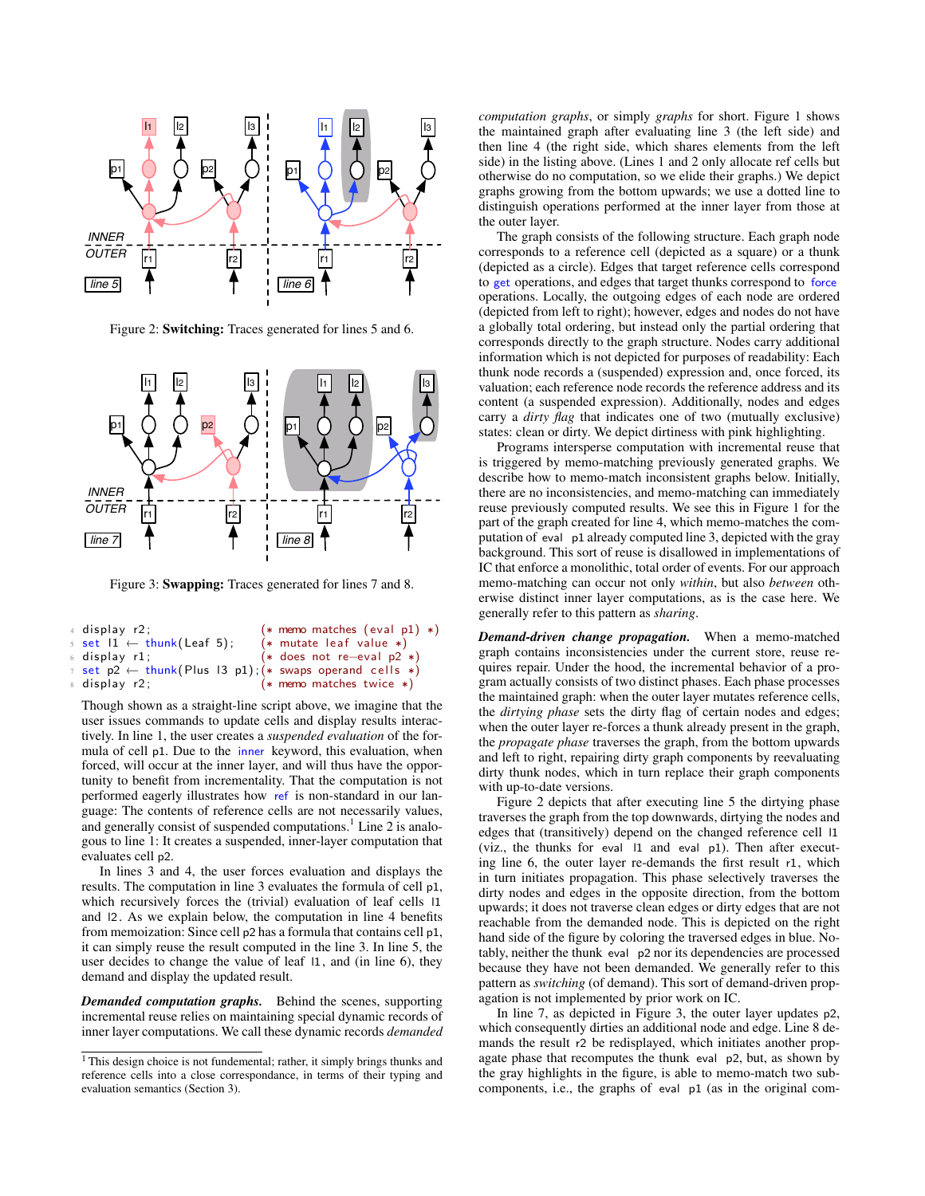Figure 2: **Switching:** Traces generated for lines 5 and 6.

Figure 3: **Swapping:** Traces generated for lines 7 and 8.

```
4  display r2;                          (* memo matches (eval p1) *)
5  set l1 ← thunk(Leaf 5);              (* mutate leaf value *)
6  display r1;                          (* does not re-eval p2 *)
7  set p2 ← thunk(Plus l3 p1);          (* swaps operand cells *)
8  display r2;                          (* memo matches twice *)
```

Though shown as a straight-line script above, we imagine that the user issues commands to update cells and display results interactively. In line 1, the user creates a *suspended evaluation* of the formula of cell p1. Due to the inner keyword, this evaluation, when forced, will occur at the inner layer, and will thus have the opportunity to benefit from incrementality. That the computation is not performed eagerly illustrates how ref is non-standard in our language: The contents of reference cells are not necessarily values, and generally consist of suspended computations.[1] Line 2 is analogous to line 1: It creates a suspended, inner-layer computation that evaluates cell p2.

In lines 3 and 4, the user forces evaluation and displays the results. The computation in line 3 evaluates the formula of cell p1, which recursively forces the (trivial) evaluation of leaf cells l1 and l2. As we explain below, the computation in line 4 benefits from memoization: Since cell p2 has a formula that contains cell p1, it can simply reuse the result computed in the line 3. In line 5, the user decides to change the value of leaf l1, and (in line 6), they demand and display the updated result.

***Demanded computation graphs.*** Behind the scenes, supporting incremental reuse relies on maintaining special dynamic records of inner layer computations. We call these dynamic records *demanded computation graphs*, or simply *graphs* for short. Figure 1 shows the maintained graph after evaluating line 3 (the left side) and then line 4 (the right side, which shares elements from the left side) in the listing above. (Lines 1 and 2 only allocate ref cells but otherwise do no computation, so we elide their graphs.) We depict graphs growing from the bottom upwards; we use a dotted line to distinguish operations performed at the inner layer from those at the outer layer.

The graph consists of the following structure. Each graph node corresponds to a reference cell (depicted as a square) or a thunk (depicted as a circle). Edges that target reference cells correspond to get operations, and edges that target thunks correspond to force operations. Locally, the outgoing edges of each node are ordered (depicted from left to right); however, edges and nodes do not have a globally total ordering, but instead only the partial ordering that corresponds directly to the graph structure. Nodes carry additional information which is not depicted for purposes of readability: Each thunk node records a (suspended) expression and, once forced, its valuation; each reference node records the reference address and its content (a suspended expression). Additionally, nodes and edges carry a *dirty flag* that indicates one of two (mutually exclusive) states: clean or dirty. We depict dirtiness with pink highlighting.

Programs intersperse computation with incremental reuse that is triggered by memo-matching previously generated graphs. We describe how to memo-match inconsistent graphs below. Initially, there are no inconsistencies, and memo-matching can immediately reuse previously computed results. We see this in Figure 1 for the part of the graph created for line 4, which memo-matches the computation of eval p1 already computed line 3, depicted with the gray background. This sort of reuse is disallowed in implementations of IC that enforce a monolithic, total order of events. For our approach memo-matching can occur not only *within*, but also *between* otherwise distinct inner layer computations, as is the case here. We generally refer to this pattern as *sharing*.

***Demand-driven change propagation.*** When a memo-matched graph contains inconsistencies under the current store, reuse requires repair. Under the hood, the incremental behavior of a program actually consists of two distinct phases. Each phase processes the maintained graph: when the outer layer mutates reference cells, the *dirtying phase* sets the dirty flag of certain nodes and edges; when the outer layer re-forces a thunk already present in the graph, the *propagate phase* traverses the graph, from the bottom upwards and left to right, repairing dirty graph components by reevaluating dirty thunk nodes, which in turn replace their graph components with up-to-date versions.

Figure 2 depicts that after executing line 5 the dirtying phase traverses the graph from the top downwards, dirtying the nodes and edges that (transitively) depend on the changed reference cell l1 (viz., the thunks for eval l1 and eval p1). Then after executing line 6, the outer layer re-demands the first result r1, which in turn initiates propagation. This phase selectively traverses the dirty nodes and edges in the opposite direction, from the bottom upwards; it does not traverse clean edges or dirty edges that are not reachable from the demanded node. This is depicted on the right hand side of the figure by coloring the traversed edges in blue. Notably, neither the thunk eval p2 nor its dependencies are processed because they have not been demanded. We generally refer to this pattern as *switching* (of demand). This sort of demand-driven propagation is not implemented by prior work on IC.

In line 7, as depicted in Figure 3, the outer layer updates p2, which consequently dirties an additional node and edge. Line 8 demands the result r2 be redisplayed, which initiates another propagate phase that recomputes the thunk eval p2, but, as shown by the gray highlights in the figure, is able to memo-match two subcomponents, i.e., the graphs of eval p1 (as in the original com-

[1] This design choice is not fundemental; rather, it simply brings thunks and reference cells into a close correspondance, in terms of their typing and evaluation semantics (Section 3).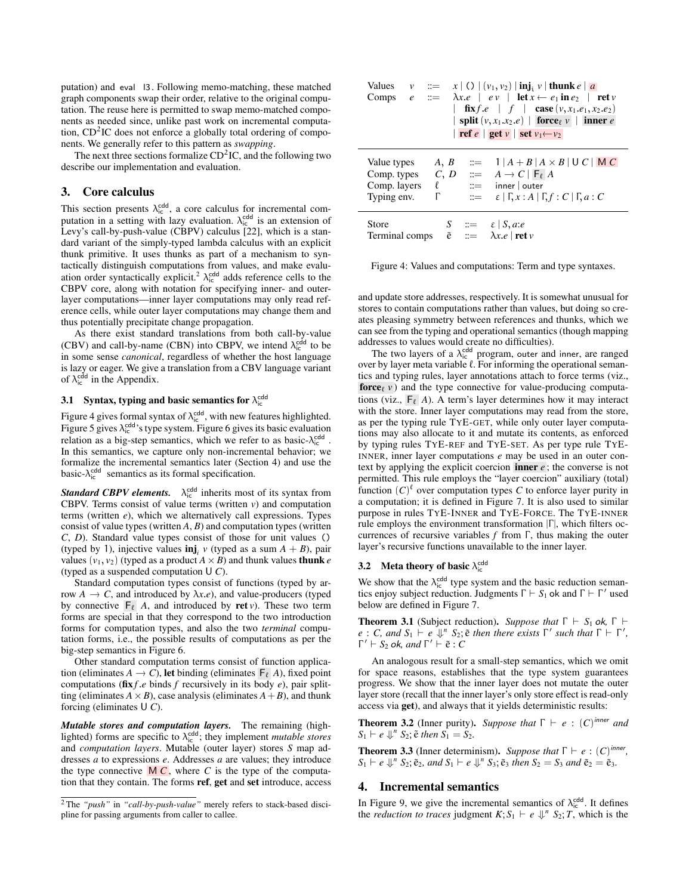putation) and `eval l3`. Following memo-matching, these matched graph components swap their order, relative to the original computation. The reuse here is permitted to swap memo-matched components as needed since, unlike past work on incremental computation, CD$^2$IC does not enforce a globally total ordering of components. We generally refer to this pattern as *swapping*.

The next three sections formalize CD$^2$IC, and the following two describe our implementation and evaluation.

## 3. Core calculus

This section presents $\lambda_{ic}^{cdd}$, a core calculus for incremental computation in a setting with lazy evaluation. $\lambda_{ic}^{cdd}$ is an extension of Levy's call-by-push-value (CBPV) calculus [22], which is a standard variant of the simply-typed lambda calculus with an explicit thunk primitive. It uses thunks as part of a mechanism to syntactically distinguish computations from values, and make evaluation order syntactically explicit.[2] $\lambda_{ic}^{cdd}$ adds reference cells to the CBPV core, along with notation for specifying inner- and outer-layer computations—inner layer computations may only read reference cells, while outer layer computations may change them and thus potentially precipitate change propagation.

As there exist standard translations from both call-by-value (CBV) and call-by-name (CBN) into CBPV, we intend $\lambda_{ic}^{cdd}$ to be in some sense *canonical*, regardless of whether the host language is lazy or eager. We give a translation from a CBV language variant of $\lambda_{ic}^{cdd}$ in the Appendix.

### 3.1 Syntax, typing and basic semantics for $\lambda_{ic}^{cdd}$

Figure 4 gives formal syntax of $\lambda_{ic}^{cdd}$, with new features highlighted. Figure 5 gives $\lambda_{ic}^{cdd}$'s type system. Figure 6 gives its basic evaluation relation as a big-step semantics, which we refer to as basic-$\lambda_{ic}^{cdd}$. In this semantics, we capture only non-incremental behavior; we formalize the incremental semantics later (Section 4) and use the basic-$\lambda_{ic}^{cdd}$ semantics as its formal specification.

***Standard CBPV elements.*** $\lambda_{ic}^{cdd}$ inherits most of its syntax from CBPV. Terms consist of value terms (written $v$) and computation terms (written $e$), which we alternatively call expressions. Types consist of value types (written $A, B$) and computation types (written $C$, $D$). Standard value types consist of those for unit values $()$ (typed by $1$), injective values $\mathbf{inj}_i\ v$ (typed as a sum $A+B$), pair values $(v_1, v_2)$ (typed as a product $A \times B$) and thunk values $\mathbf{thunk}\ e$ (typed as a suspended computation $\mathsf{U}\ C$).

Standard computation types consist of functions (typed by arrow $A \rightarrow C$, and introduced by $\lambda x.e$), and value-producers (typed by connective $\mathsf{F}_\ell\ A$, and introduced by $\mathbf{ret}\ v$). These two term forms are special in that they correspond to the two introduction forms for computation types, and also the two *terminal* computation forms, i.e., the possible results of computations as per the big-step semantics in Figure 6.

Other standard computation terms consist of function application (eliminates $A \rightarrow C$), **let** binding (eliminates $\mathsf{F}_\ell\ A$), fixed point computations ($\mathbf{fix} f.e$ binds $f$ recursively in its body $e$), pair splitting (eliminates $A \times B$), case analysis (eliminates $A+B$), and thunk forcing (eliminates $\mathsf{U}\ C$).

***Mutable stores and computation layers.*** The remaining (highlighted) forms are specific to $\lambda_{ic}^{cdd}$; they implement *mutable stores* and *computation layers*. Mutable (outer layer) stores $S$ map addresses $a$ to expressions $e$. Addresses $a$ are values; they introduce the type connective $\mathsf{M}\ C$, where $C$ is the type of the computation that they contain. The forms **ref**, **get** and **set** introduce, access

$$
\begin{array}{llcl}
\text{Values} & v & ::= & x \mid () \mid (v_1, v_2) \mid \mathbf{inj}_i\ v \mid \mathbf{thunk}\ e \mid a \\
\text{Comps} & e & ::= & \lambda x.e \mid e\ v \mid \mathbf{let}\ x \leftarrow e_1\ \mathbf{in}\ e_2 \mid \mathbf{ret}\ v \\
& & \mid & \mathbf{fix} f.e \mid f \mid \mathbf{case}\,(v, x_1.e_1, x_2.e_2) \\
& & \mid & \mathbf{split}\,(v, x_1.x_2.e) \mid \mathbf{force}_\ell\ v \mid \mathbf{inner}\ e \\
& & \mid & \mathbf{ref}\ e \mid \mathbf{get}\ v \mid \mathbf{set}\ v_1 \leftarrow v_2
\end{array}
$$

$$
\begin{array}{llcl}
\text{Value types} & A,\ B & ::= & 1 \mid A+B \mid A \times B \mid \mathsf{U}\ C \mid \mathsf{M}\ C \\
\text{Comp. types} & C,\ D & ::= & A \rightarrow C \mid \mathsf{F}_\ell\ A \\
\text{Comp. layers} & \ell & ::= & \mathsf{inner} \mid \mathsf{outer} \\
\text{Typing env.} & \Gamma & ::= & \varepsilon \mid \Gamma, x : A \mid \Gamma, f : C \mid \Gamma, a : C
\end{array}
$$

$$
\begin{array}{llcl}
\text{Store} & S & ::= & \varepsilon \mid S, a{:}e \\
\text{Terminal comps} & \tilde{e} & ::= & \lambda x.e \mid \mathbf{ret}\ v
\end{array}
$$

Figure 4: Values and computations: Term and type syntaxes.

and update store addresses, respectively. It is somewhat unusual for stores to contain computations rather than values, but doing so creates pleasing symmetry between references and thunks, which we can see from the typing and operational semantics (though mapping addresses to values would create no difficulties).

The two layers of a $\lambda_{ic}^{cdd}$ program, outer and inner, are ranged over by layer meta variable $\ell$. For informing the operational semantics and typing rules, layer annotations attach to force terms (viz., $\mathbf{force}_\ell\ v$) and the type connective for value-producing computations (viz., $\mathsf{F}_\ell\ A$). A term's layer determines how it may interact with the store. Inner layer computations may read from the store, as per the typing rule TYE-GET, while only outer layer computations may also allocate to it and mutate its contents, as enforced by typing rules TYE-REF and TYE-SET. As per type rule TYE-INNER, inner layer computations $e$ may be used in an outer context by applying the explicit coercion $\mathbf{inner}\ e$; the converse is not permitted. This rule employs the "layer coercion" auxiliary (total) function $(C)^\ell$ over computation types $C$ to enforce layer purity in a computation; it is defined in Figure 7. It is also used to similar purpose in rules TYE-INNER and TYE-FORCE. The TYE-INNER rule employs the environment transformation $|\Gamma|$, which filters occurrences of recursive variables $f$ from $\Gamma$, thus making the outer layer's recursive functions unavailable to the inner layer.

### 3.2 Meta theory of basic $\lambda_{ic}^{cdd}$

We show that the $\lambda_{ic}^{cdd}$ type system and the basic reduction semantics enjoy subject reduction. Judgments $\Gamma \vdash S_1$ ok and $\Gamma \vdash \Gamma'$ used below are defined in Figure 7.

**Theorem 3.1** (Subject reduction). *Suppose that $\Gamma \vdash S_1$ ok, $\Gamma \vdash e : C$, and $S_1 \vdash e \Downarrow^n S_2; \tilde{e}$ then there exists $\Gamma'$ such that $\Gamma \vdash \Gamma'$, $\Gamma' \vdash S_2$ ok, and $\Gamma' \vdash \tilde{e} : C$*

An analogous result for a small-step semantics, which we omit for space reasons, establishes that the type system guarantees progress. We show that the inner layer does not mutate the outer layer store (recall that the inner layer's only store effect is read-only access via **get**), and always that it yields deterministic results:

**Theorem 3.2** (Inner purity). *Suppose that $\Gamma \vdash e : (C)^{inner}$ and $S_1 \vdash e \Downarrow^n S_2; \tilde{e}$ then $S_1 = S_2$.*

**Theorem 3.3** (Inner determinism). *Suppose that $\Gamma \vdash e : (C)^{inner}$, $S_1 \vdash e \Downarrow^n S_2; \tilde{e}_2$, and $S_1 \vdash e \Downarrow^n S_3; \tilde{e}_3$ then $S_2 = S_3$ and $\tilde{e}_2 = \tilde{e}_3$.*

## 4. Incremental semantics

In Figure 9, we give the incremental semantics of $\lambda_{ic}^{cdd}$. It defines the *reduction to traces* judgment $K; S_1 \vdash e \Downarrow^n S_2; T$, which is the

[2] The *"push"* in *"call-by-push-value"* merely refers to stack-based discipline for passing arguments from caller to callee.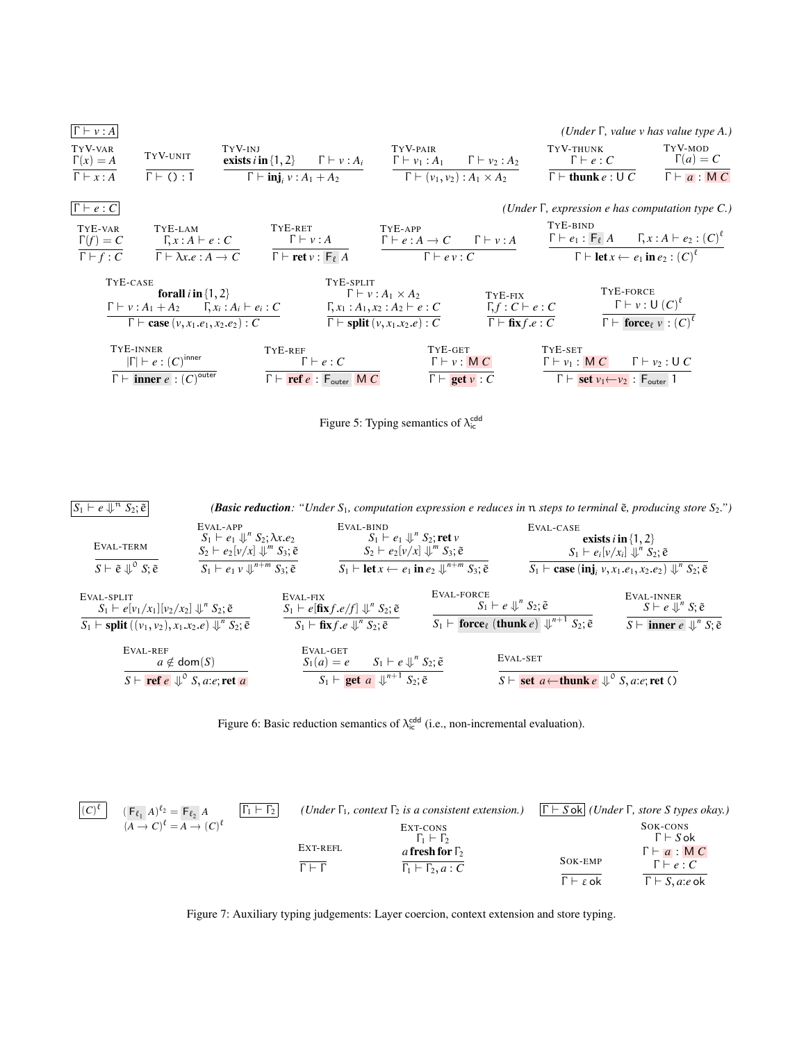$\boxed{\Gamma \vdash v : A}$ *(Under Γ, value v has value type A.)*

$$\textsc{TyV-var}\ \frac{\Gamma(x) = A}{\Gamma \vdash x : A} \qquad \textsc{TyV-unit}\ \frac{}{\Gamma \vdash () : 1} \qquad \textsc{TyV-inj}\ \frac{\textbf{exists}\ i\ \textbf{in}\ \{1,2\} \quad \Gamma \vdash v : A_i}{\Gamma \vdash \textbf{inj}_i\ v : A_1 + A_2}$$

$$\textsc{TyV-pair}\ \frac{\Gamma \vdash v_1 : A_1 \quad \Gamma \vdash v_2 : A_2}{\Gamma \vdash (v_1, v_2) : A_1 \times A_2} \qquad \textsc{TyV-thunk}\ \frac{\Gamma \vdash e : C}{\Gamma \vdash \textbf{thunk}\ e : \mathsf{U}\ C} \qquad \textsc{TyV-mod}\ \frac{\Gamma(a) = C}{\Gamma \vdash a : \mathsf{M}\ C}$$

$\boxed{\Gamma \vdash e : C}$ *(Under Γ, expression e has computation type C.)*

$$\textsc{TyE-var}\ \frac{\Gamma(f) = C}{\Gamma \vdash f : C} \qquad \textsc{TyE-lam}\ \frac{\Gamma, x : A \vdash e : C}{\Gamma \vdash \lambda x.e : A \to C} \qquad \textsc{TyE-ret}\ \frac{\Gamma \vdash v : A}{\Gamma \vdash \textbf{ret}\ v : \mathsf{F}_\ell\ A}$$

$$\textsc{TyE-app}\ \frac{\Gamma \vdash e : A \to C \quad \Gamma \vdash v : A}{\Gamma \vdash e\ v : C} \qquad \textsc{TyE-bind}\ \frac{\Gamma \vdash e_1 : \mathsf{F}_\ell\ A \quad \Gamma, x : A \vdash e_2 : (C)^\ell}{\Gamma \vdash \textbf{let}\ x \leftarrow e_1\ \textbf{in}\ e_2 : (C)^\ell}$$

$$\textsc{TyE-case}\ \frac{\textbf{forall}\ i\ \textbf{in}\ \{1,2\} \quad \Gamma \vdash v : A_1 + A_2 \quad \Gamma, x_i : A_i \vdash e_i : C}{\Gamma \vdash \textbf{case}\ (v, x_1.e_1, x_2.e_2) : C} \qquad \textsc{TyE-split}\ \frac{\Gamma \vdash v : A_1 \times A_2 \quad \Gamma, x_1 : A_1, x_2 : A_2 \vdash e : C}{\Gamma \vdash \textbf{split}\ (v, x_1.x_2.e) : C}$$

$$\textsc{TyE-fix}\ \frac{\Gamma, f : C \vdash e : C}{\Gamma \vdash \textbf{fix}\ f.e : C} \qquad \textsc{TyE-force}\ \frac{\Gamma \vdash v : \mathsf{U}\ (C)^\ell}{\Gamma \vdash \textbf{force}_\ell\ v : (C)^\ell}$$

$$\textsc{TyE-inner}\ \frac{|\Gamma| \vdash e : (C)^{\mathsf{inner}}}{\Gamma \vdash \textbf{inner}\ e : (C)^{\mathsf{outer}}} \qquad \textsc{TyE-ref}\ \frac{\Gamma \vdash e : C}{\Gamma \vdash \textbf{ref}\ e : \mathsf{F}_{\mathsf{outer}}\ \mathsf{M}\ C} \qquad \textsc{TyE-get}\ \frac{\Gamma \vdash v : \mathsf{M}\ C}{\Gamma \vdash \textbf{get}\ v : C}$$

$$\textsc{TyE-set}\ \frac{\Gamma \vdash v_1 : \mathsf{M}\ C \quad \Gamma \vdash v_2 : \mathsf{U}\ C}{\Gamma \vdash \textbf{set}\ v_1 \leftarrow v_2 : \mathsf{F}_{\mathsf{outer}}\ 1}$$

Figure 5: Typing semantics of $\lambda^{\mathsf{cdd}}_{\mathsf{ic}}$

$\boxed{S_1 \vdash e \Downarrow^n S_2; \tilde{e}}$ *(**Basic reduction**: "Under $S_1$, computation expression e reduces in n steps to terminal $\tilde{e}$, producing store $S_2$.")*

$$\textsc{Eval-term}\ \frac{}{S \vdash \tilde{e} \Downarrow^0 S; \tilde{e}} \qquad \textsc{Eval-app}\ \frac{S_1 \vdash e_1 \Downarrow^n S_2; \lambda x.e_2 \quad S_2 \vdash e_2[v/x] \Downarrow^m S_3; \tilde{e}}{S_1 \vdash e_1\ v \Downarrow^{n+m} S_3; \tilde{e}}$$

$$\textsc{Eval-bind}\ \frac{S_1 \vdash e_1 \Downarrow^n S_2; \textbf{ret}\ v \quad S_2 \vdash e_2[v/x] \Downarrow^m S_3; \tilde{e}}{S_1 \vdash \textbf{let}\ x \leftarrow e_1\ \textbf{in}\ e_2 \Downarrow^{n+m} S_3; \tilde{e}} \qquad \textsc{Eval-case}\ \frac{\textbf{exists}\ i\ \textbf{in}\ \{1,2\} \quad S_1 \vdash e_i[v/x_i] \Downarrow^n S_2; \tilde{e}}{S_1 \vdash \textbf{case}\ (\textbf{inj}_i\ v, x_1.e_1, x_2.e_2) \Downarrow^n S_2; \tilde{e}}$$

$$\textsc{Eval-split}\ \frac{S_1 \vdash e[v_1/x_1][v_2/x_2] \Downarrow^n S_2; \tilde{e}}{S_1 \vdash \textbf{split}\ ((v_1, v_2), x_1.x_2.e) \Downarrow^n S_2; \tilde{e}} \qquad \textsc{Eval-fix}\ \frac{S_1 \vdash e[\textbf{fix}\ f.e/f] \Downarrow^n S_2; \tilde{e}}{S_1 \vdash \textbf{fix}\ f.e \Downarrow^n S_2; \tilde{e}}$$

$$\textsc{Eval-force}\ \frac{S_1 \vdash e \Downarrow^n S_2; \tilde{e}}{S_1 \vdash \textbf{force}_\ell\ (\textbf{thunk}\ e) \Downarrow^{n+1} S_2; \tilde{e}} \qquad \textsc{Eval-inner}\ \frac{S \vdash e \Downarrow^n S; \tilde{e}}{S \vdash \textbf{inner}\ e \Downarrow^n S; \tilde{e}}$$

$$\textsc{Eval-ref}\ \frac{a \notin \mathsf{dom}(S)}{S \vdash \textbf{ref}\ e \Downarrow^0 S, a{:}e; \textbf{ret}\ a} \qquad \textsc{Eval-get}\ \frac{S_1(a) = e \quad S_1 \vdash e \Downarrow^n S_2; \tilde{e}}{S_1 \vdash \textbf{get}\ a \Downarrow^{n+1} S_2; \tilde{e}} \qquad \textsc{Eval-set}\ \frac{}{S \vdash \textbf{set}\ a \leftarrow \textbf{thunk}\ e \Downarrow^0 S, a{:}e; \textbf{ret}\ ()}$$

Figure 6: Basic reduction semantics of $\lambda^{\mathsf{cdd}}_{\mathsf{ic}}$ (i.e., non-incremental evaluation).

$\boxed{(C)^\ell}$ $\quad (\mathsf{F}_{\ell_1}\ A)^{\ell_2} = \mathsf{F}_{\ell_2}\ A \qquad (A \to C)^\ell = A \to (C)^\ell$

$\boxed{\Gamma_1 \vdash \Gamma_2}$ *(Under $\Gamma_1$, context $\Gamma_2$ is a consistent extension.)*

$$\textsc{Ext-refl}\ \frac{}{\Gamma \vdash \Gamma} \qquad \textsc{Ext-cons}\ \frac{\Gamma_1 \vdash \Gamma_2 \quad a\ \textbf{fresh for}\ \Gamma_2}{\Gamma_1 \vdash \Gamma_2, a : C}$$

$\boxed{\Gamma \vdash S\ \mathsf{ok}}$ *(Under Γ, store S types okay.)*

$$\textsc{Sok-emp}\ \frac{}{\Gamma \vdash \varepsilon\ \mathsf{ok}} \qquad \textsc{Sok-cons}\ \frac{\Gamma \vdash S\ \mathsf{ok} \quad \Gamma \vdash a : \mathsf{M}\ C \quad \Gamma \vdash e : C}{\Gamma \vdash S, a{:}e\ \mathsf{ok}}$$

Figure 7: Auxiliary typing judgements: Layer coercion, context extension and store typing.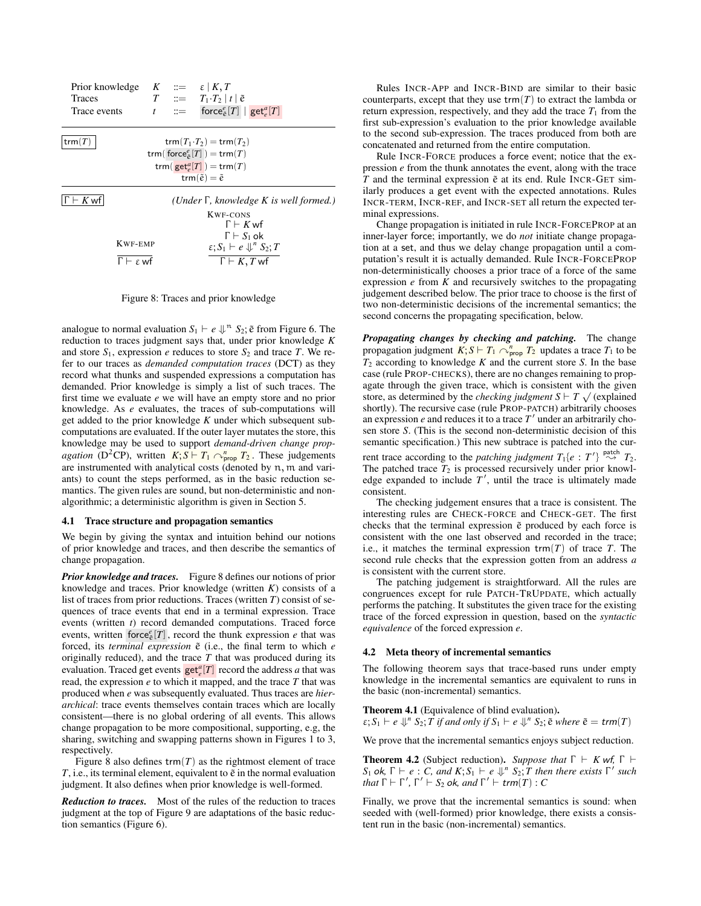| Prior knowledge | $K$ | $::=$ | $\varepsilon \mid K, T$ |
| --- | --- | --- | --- |
| Traces | $T$ | $::=$ | $T_1 \cdot T_2 \mid t \mid \tilde{e}$ |
| Trace events | $t$ | $::=$ | $\mathsf{force}^{e}_{\tilde{e}}[T] \mid \mathsf{get}^{a}_{e}[T]$ |

$\boxed{\mathsf{trm}(T)}$

$$\mathsf{trm}(T_1 \cdot T_2) = \mathsf{trm}(T_2)$$
$$\mathsf{trm}(\mathsf{force}^{e}_{\tilde{e}}[T]) = \mathsf{trm}(T)$$
$$\mathsf{trm}(\mathsf{get}^{a}_{e}[T]) = \mathsf{trm}(T)$$
$$\mathsf{trm}(\tilde{e}) = \tilde{e}$$

$\boxed{\Gamma \vdash K\ \mathsf{wf}}$ *(Under Γ, knowledge K is well formed.)*

KWF-EMP
$$\frac{}{\Gamma \vdash \varepsilon\ \mathsf{wf}}$$

KWF-CONS
$$\frac{\Gamma \vdash K\ \mathsf{wf} \quad \Gamma \vdash S_1\ \mathsf{ok} \quad \varepsilon; S_1 \vdash e \Downarrow^{n} S_2; T}{\Gamma \vdash K, T\ \mathsf{wf}}$$

Figure 8: Traces and prior knowledge

analogue to normal evaluation $S_1 \vdash e \Downarrow^{\mathfrak{n}} S_2; \tilde{e}$ from Figure 6. The reduction to traces judgment says that, under prior knowledge $K$ and store $S_1$, expression $e$ reduces to store $S_2$ and trace $T$. We refer to our traces as *demanded computation traces* (DCT) as they record what thunks and suspended expressions a computation has demanded. Prior knowledge is simply a list of such traces. The first time we evaluate $e$ we will have an empty store and no prior knowledge. As $e$ evaluates, the traces of sub-computations will get added to the prior knowledge $K$ under which subsequent subcomputations are evaluated. If the outer layer mutates the store, this knowledge may be used to support *demand-driven change propagation* (D²CP), written $K; S \vdash T_1 \curvearrowright^{n}_{\mathsf{prop}} T_2$. These judgements are instrumented with analytical costs (denoted by $\mathfrak{n}, \mathfrak{m}$ and variants) to count the steps performed, as in the basic reduction semantics. The given rules are sound, but non-deterministic and non-algorithmic; a deterministic algorithm is given in Section 5.

### 4.1 Trace structure and propagation semantics

We begin by giving the syntax and intuition behind our notions of prior knowledge and traces, and then describe the semantics of change propagation.

***Prior knowledge and traces.*** Figure 8 defines our notions of prior knowledge and traces. Prior knowledge (written $K$) consists of a list of traces from prior reductions. Traces (written $T$) consist of sequences of trace events that end in a terminal expression. Trace events (written $t$) record demanded computations. Traced force events, written $\mathsf{force}^{e}_{\tilde{e}}[T]$, record the thunk expression $e$ that was forced, its *terminal expression* $\tilde{e}$ (i.e., the final term to which $e$ originally reduced), and the trace $T$ that was produced during its evaluation. Traced get events $\mathsf{get}^{a}_{e}[T]$ record the address $a$ that was read, the expression $e$ to which it mapped, and the trace $T$ that was produced when $e$ was subsequently evaluated. Thus traces are *hierarchical*: trace events themselves contain traces which are locally consistent—there is no global ordering of all events. This allows change propagation to be more compositional, supporting, e.g, the sharing, switching and swapping patterns shown in Figures 1 to 3, respectively.

Figure 8 also defines $\mathsf{trm}(T)$ as the rightmost element of trace $T$, i.e., its terminal element, equivalent to $\tilde{e}$ in the normal evaluation judgment. It also defines when prior knowledge is well-formed.

***Reduction to traces.*** Most of the rules of the reduction to traces judgment at the top of Figure 9 are adaptations of the basic reduction semantics (Figure 6).

Rules INCR-APP and INCR-BIND are similar to their basic counterparts, except that they use $\mathsf{trm}(T)$ to extract the lambda or return expression, respectively, and they add the trace $T_1$ from the first sub-expression's evaluation to the prior knowledge available to the second sub-expression. The traces produced from both are concatenated and returned from the entire computation.

Rule INCR-FORCE produces a force event; notice that the expression $e$ from the thunk annotates the event, along with the trace $T$ and the terminal expression $\tilde{e}$ at its end. Rule INCR-GET similarly produces a get event with the expected annotations. Rules INCR-TERM, INCR-REF, and INCR-SET all return the expected terminal expressions.

Change propagation is initiated in rule INCR-FORCEPROP at an inner-layer force; importantly, we do *not* initiate change propagation at a set, and thus we delay change propagation until a computation's result it is actually demanded. Rule INCR-FORCEPROP non-deterministically chooses a prior trace of a force of the same expression $e$ from $K$ and recursively switches to the propagating judgement described below. The prior trace to choose is the first of two non-deterministic decisions of the incremental semantics; the second concerns the propagating specification, below.

***Propagating changes by checking and patching.*** The change propagation judgment $K; S \vdash T_1 \curvearrowright^{n}_{\mathsf{prop}} T_2$ updates a trace $T_1$ to be $T_2$ according to knowledge $K$ and the current store $S$. In the base case (rule PROP-CHECKS), there are no changes remaining to propagate through the given trace, which is consistent with the given store, as determined by the *checking judgment* $S \vdash T \surd$ (explained shortly). The recursive case (rule PROP-PATCH) arbitrarily chooses an expression $e$ and reduces it to a trace $T'$ under an arbitrarily chosen store $S$. (This is the second non-deterministic decision of this semantic specification.) This new subtrace is patched into the current trace according to the *patching judgment* $T_1\{e : T'\} \overset{\mathsf{patch}}{\rightsquigarrow} T_2$. The patched trace $T_2$ is processed recursively under prior knowledge expanded to include $T'$, until the trace is ultimately made consistent.

The checking judgement ensures that a trace is consistent. The interesting rules are CHECK-FORCE and CHECK-GET. The first checks that the terminal expression $\tilde{e}$ produced by each force is consistent with the one last observed and recorded in the trace; i.e., it matches the terminal expression $\mathsf{trm}(T)$ of trace $T$. The second rule checks that the expression gotten from an address $a$ is consistent with the current store.

The patching judgement is straightforward. All the rules are congruences except for rule PATCH-TRUPDATE, which actually performs the patching. It substitutes the given trace for the existing trace of the forced expression in question, based on the *syntactic equivalence* of the forced expression $e$.

### 4.2 Meta theory of incremental semantics

The following theorem says that trace-based runs under empty knowledge in the incremental semantics are equivalent to runs in the basic (non-incremental) semantics.

**Theorem 4.1** (Equivalence of blind evaluation)**.**
*$\varepsilon; S_1 \vdash e \Downarrow^{n} S_2; T$ if and only if $S_1 \vdash e \Downarrow^{n} S_2; \tilde{e}$ where $\tilde{e} = \mathsf{trm}(T)$*

We prove that the incremental semantics enjoys subject reduction.

**Theorem 4.2** (Subject reduction)**.** *Suppose that $\Gamma \vdash K$ wf, $\Gamma \vdash S_1$ ok, $\Gamma \vdash e : C$, and $K; S_1 \vdash e \Downarrow^{n} S_2; T$ then there exists $\Gamma'$ such that $\Gamma \vdash \Gamma'$, $\Gamma' \vdash S_2$ ok, and $\Gamma' \vdash \mathsf{trm}(T) : C$*

Finally, we prove that the incremental semantics is sound: when seeded with (well-formed) prior knowledge, there exists a consistent run in the basic (non-incremental) semantics.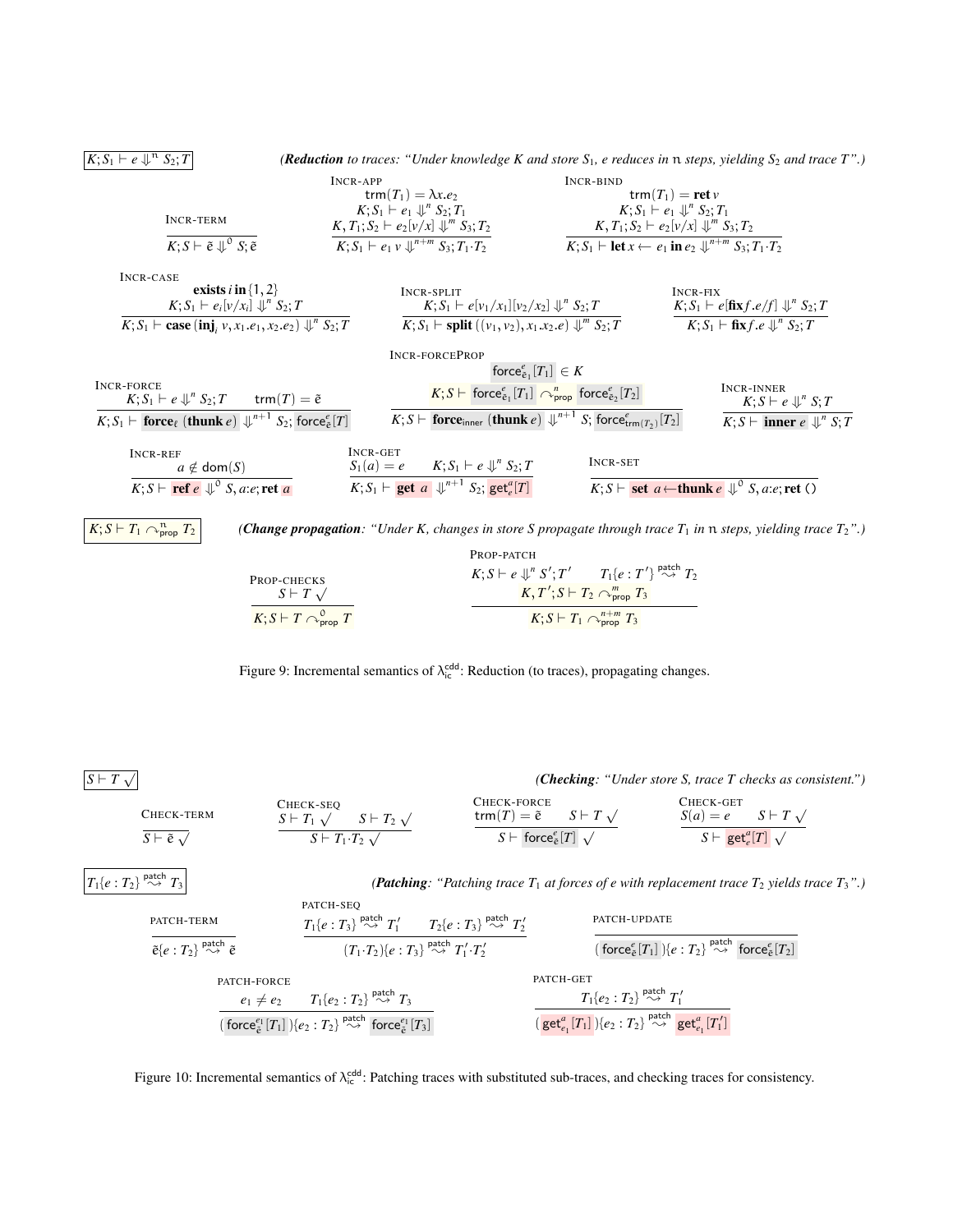$\boxed{K; S_1 \vdash e \Downarrow^{n} S_2; T}$ *(**Reduction** to traces: "Under knowledge K and store $S_1$, e reduces in n steps, yielding $S_2$ and trace T".)*

$$\text{INCR-TERM}\quad \frac{}{K; S \vdash \tilde{e} \Downarrow^{0} S; \tilde{e}}$$

$$\text{INCR-APP}\quad \frac{\mathsf{trm}(T_1) = \lambda x.e_2 \quad K; S_1 \vdash e_1 \Downarrow^{n} S_2; T_1 \quad K, T_1; S_2 \vdash e_2[v/x] \Downarrow^{m} S_3; T_2}{K; S_1 \vdash e_1\ v \Downarrow^{n+m} S_3; T_1 \cdot T_2}$$

$$\text{INCR-BIND}\quad \frac{\mathsf{trm}(T_1) = \mathbf{ret}\ v \quad K; S_1 \vdash e_1 \Downarrow^{n} S_2; T_1 \quad K, T_1; S_2 \vdash e_2[v/x] \Downarrow^{m} S_3; T_2}{K; S_1 \vdash \mathbf{let}\ x \leftarrow e_1\ \mathbf{in}\ e_2 \Downarrow^{n+m} S_3; T_1 \cdot T_2}$$

$$\text{INCR-CASE}\quad \frac{\textbf{exists}\ i\ \textbf{in}\ \{1,2\} \quad K; S_1 \vdash e_i[v/x_i] \Downarrow^{n} S_2; T}{K; S_1 \vdash \mathbf{case}\ (\mathbf{inj}_i\ v, x_1.e_1, x_2.e_2) \Downarrow^{n} S_2; T}$$

$$\text{INCR-SPLIT}\quad \frac{K; S_1 \vdash e[v_1/x_1][v_2/x_2] \Downarrow^{n} S_2; T}{K; S_1 \vdash \mathbf{split}\ ((v_1, v_2), x_1.x_2.e) \Downarrow^{n} S_2; T}$$

$$\text{INCR-FIX}\quad \frac{K; S_1 \vdash e[\mathbf{fix} f.e/f] \Downarrow^{n} S_2; T}{K; S_1 \vdash \mathbf{fix} f.e \Downarrow^{n} S_2; T}$$

$$\text{INCR-FORCE}\quad \frac{K; S_1 \vdash e \Downarrow^{n} S_2; T \quad \mathsf{trm}(T) = \tilde{e}}{K; S_1 \vdash \mathbf{force}_{\ell}\ (\mathbf{thunk}\ e) \Downarrow^{n+1} S_2; \mathsf{force}^{e}_{\tilde{e}}[T]}$$

$$\text{INCR-FORCEPROP}\quad \frac{\mathsf{force}^{e}_{\tilde{e}_1}[T_1] \in K \quad K; S \vdash \mathsf{force}^{e}_{\tilde{e}_1}[T_1] \curvearrowright^{n}_{\mathsf{prop}} \mathsf{force}^{e}_{\tilde{e}_2}[T_2]}{K; S \vdash \mathbf{force}_{\mathsf{inner}}\ (\mathbf{thunk}\ e) \Downarrow^{n+1} S; \mathsf{force}^{e}_{\mathsf{trm}(T_2)}[T_2]}$$

$$\text{INCR-INNER}\quad \frac{K; S \vdash e \Downarrow^{n} S; T}{K; S \vdash \mathbf{inner}\ e \Downarrow^{n} S; T}$$

$$\text{INCR-REF}\quad \frac{a \notin \mathsf{dom}(S)}{K; S \vdash \mathbf{ref}\ e \Downarrow^{0} S, a{:}e; \mathbf{ret}\ a}$$

$$\text{INCR-GET}\quad \frac{S_1(a) = e \quad K; S_1 \vdash e \Downarrow^{n} S_2; T}{K; S_1 \vdash \mathbf{get}\ a \Downarrow^{n+1} S_2; \mathsf{get}^{a}_{e}[T]}$$

$$\text{INCR-SET}\quad \frac{}{K; S \vdash \mathbf{set}\ a \leftarrow \mathbf{thunk}\ e \Downarrow^{0} S, a{:}e; \mathbf{ret}\ ()}$$

$\boxed{K; S \vdash T_1 \curvearrowright^{n}_{\mathsf{prop}} T_2}$ *(**Change propagation**: "Under K, changes in store S propagate through trace $T_1$ in n steps, yielding trace $T_2$".)*

$$\text{PROP-CHECKS}\quad \frac{S \vdash T \checkmark}{K; S \vdash T \curvearrowright^{0}_{\mathsf{prop}} T}$$

$$\text{PROP-PATCH}\quad \frac{K; S \vdash e \Downarrow^{n} S'; T' \quad T_1\{e : T'\} \overset{\mathsf{patch}}{\rightsquigarrow} T_2 \quad K, T'; S \vdash T_2 \curvearrowright^{m}_{\mathsf{prop}} T_3}{K; S \vdash T_1 \curvearrowright^{n+m}_{\mathsf{prop}} T_3}$$

Figure 9: Incremental semantics of $\lambda^{\mathsf{cdd}}_{\mathsf{ic}}$: Reduction (to traces), propagating changes.

$\boxed{S \vdash T \checkmark}$ *(**Checking**: "Under store S, trace T checks as consistent.")*

$$\text{CHECK-TERM}\quad \frac{}{S \vdash \tilde{e} \checkmark}$$

$$\text{CHECK-SEQ}\quad \frac{S \vdash T_1 \checkmark \quad S \vdash T_2 \checkmark}{S \vdash T_1 \cdot T_2 \checkmark}$$

$$\text{CHECK-FORCE}\quad \frac{\mathsf{trm}(T) = \tilde{e} \quad S \vdash T \checkmark}{S \vdash \mathsf{force}^{e}_{\tilde{e}}[T] \checkmark}$$

$$\text{CHECK-GET}\quad \frac{S(a) = e \quad S \vdash T \checkmark}{S \vdash \mathsf{get}^{a}_{e}[T] \checkmark}$$

$\boxed{T_1\{e : T_2\} \overset{\mathsf{patch}}{\rightsquigarrow} T_3}$ *(**Patching**: "Patching trace $T_1$ at forces of e with replacement trace $T_2$ yields trace $T_3$".)*

$$\text{PATCH-TERM}\quad \frac{}{\tilde{e}\{e : T_2\} \overset{\mathsf{patch}}{\rightsquigarrow} \tilde{e}}$$

$$\text{PATCH-SEQ}\quad \frac{T_1\{e : T_3\} \overset{\mathsf{patch}}{\rightsquigarrow} T_1' \quad T_2\{e : T_3\} \overset{\mathsf{patch}}{\rightsquigarrow} T_2'}{(T_1 \cdot T_2)\{e : T_3\} \overset{\mathsf{patch}}{\rightsquigarrow} T_1' \cdot T_2'}$$

$$\text{PATCH-UPDATE}\quad \frac{}{(\mathsf{force}^{e}_{\tilde{e}}[T_1])\{e : T_2\} \overset{\mathsf{patch}}{\rightsquigarrow} \mathsf{force}^{e}_{\tilde{e}}[T_2]}$$

$$\text{PATCH-FORCE}\quad \frac{e_1 \neq e_2 \quad T_1\{e_2 : T_2\} \overset{\mathsf{patch}}{\rightsquigarrow} T_3}{(\mathsf{force}^{e_1}_{\tilde{e}}[T_1])\{e_2 : T_2\} \overset{\mathsf{patch}}{\rightsquigarrow} \mathsf{force}^{e_1}_{\tilde{e}}[T_3]}$$

$$\text{PATCH-GET}\quad \frac{T_1\{e_2 : T_2\} \overset{\mathsf{patch}}{\rightsquigarrow} T_1'}{(\mathsf{get}^{a}_{e_1}[T_1])\{e_2 : T_2\} \overset{\mathsf{patch}}{\rightsquigarrow} \mathsf{get}^{a}_{e_1}[T_1']}$$

Figure 10: Incremental semantics of $\lambda^{\mathsf{cdd}}_{\mathsf{ic}}$: Patching traces with substituted sub-traces, and checking traces for consistency.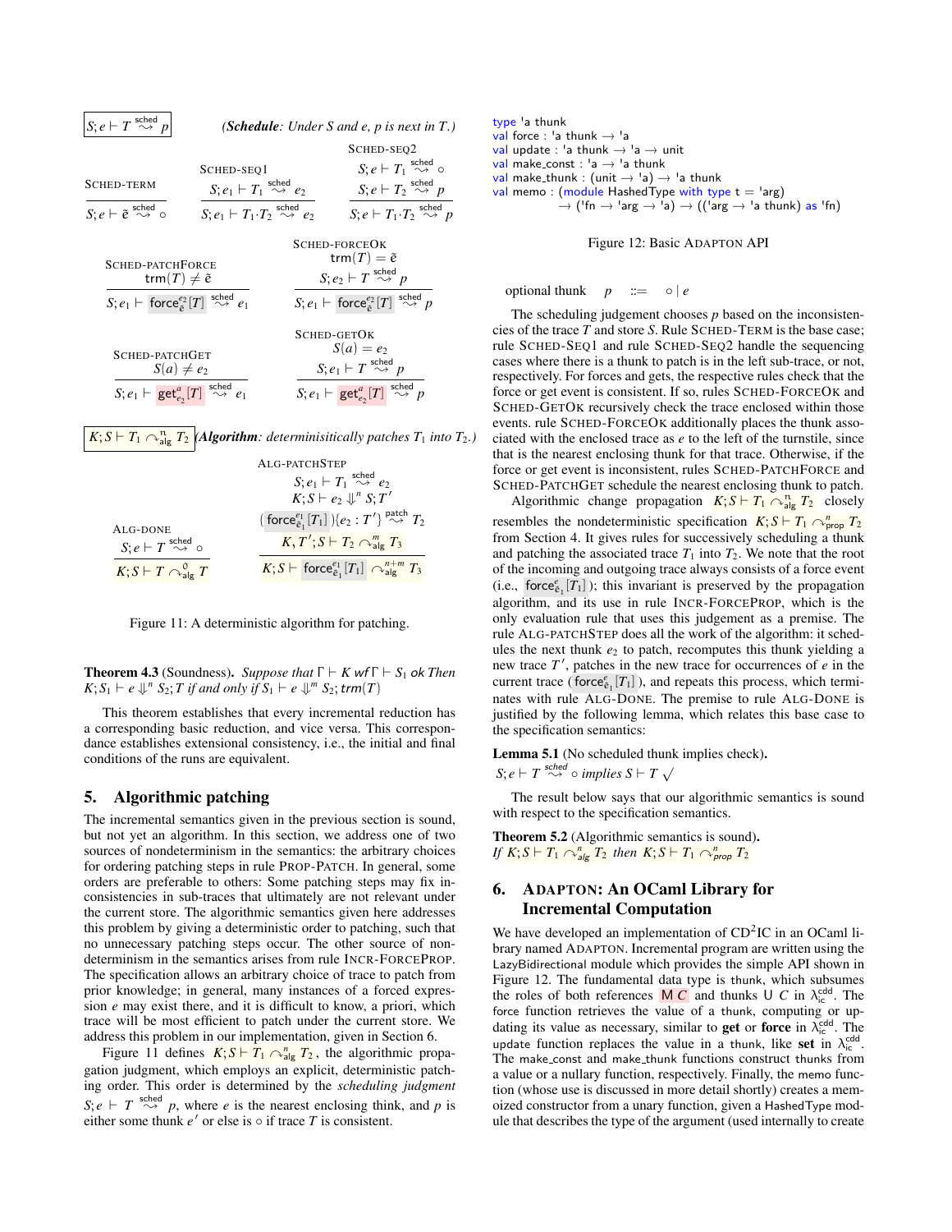$\boxed{S; e \vdash T \overset{\text{sched}}{\rightsquigarrow} p}$ *(**Schedule**: Under $S$ and $e$, $p$ is next in $T$.)*

$$\textsc{Sched-Term}\ \frac{}{S; e \vdash \tilde{e} \overset{\text{sched}}{\rightsquigarrow} \circ}$$

$$\textsc{Sched-Seq1}\ \frac{S; e_1 \vdash T_1 \overset{\text{sched}}{\rightsquigarrow} e_2}{S; e_1 \vdash T_1 \cdot T_2 \overset{\text{sched}}{\rightsquigarrow} e_2}$$

$$\textsc{Sched-Seq2}\ \frac{S; e \vdash T_1 \overset{\text{sched}}{\rightsquigarrow} \circ \quad S; e \vdash T_2 \overset{\text{sched}}{\rightsquigarrow} p}{S; e \vdash T_1 \cdot T_2 \overset{\text{sched}}{\rightsquigarrow} p}$$

$$\textsc{Sched-PatchForce}\ \frac{\mathsf{trm}(T) \neq \tilde{e}}{S; e_1 \vdash \mathsf{force}^{e_2}_{\tilde{e}}[T] \overset{\text{sched}}{\rightsquigarrow} e_1}$$

$$\textsc{Sched-ForceOk}\ \frac{\mathsf{trm}(T) = \tilde{e} \quad S; e_2 \vdash T \overset{\text{sched}}{\rightsquigarrow} p}{S; e_1 \vdash \mathsf{force}^{e_2}_{\tilde{e}}[T] \overset{\text{sched}}{\rightsquigarrow} p}$$

$$\textsc{Sched-PatchGet}\ \frac{S(a) \neq e_2}{S; e_1 \vdash \mathsf{get}^{a}_{e_2}[T] \overset{\text{sched}}{\rightsquigarrow} e_1}$$

$$\textsc{Sched-GetOk}\ \frac{S(a) = e_2 \quad S; e_1 \vdash T \overset{\text{sched}}{\rightsquigarrow} p}{S; e_1 \vdash \mathsf{get}^{a}_{e_2}[T] \overset{\text{sched}}{\rightsquigarrow} p}$$

$\boxed{K; S \vdash T_1 \curvearrowright^{n}_{\text{alg}} T_2}$ *(**Algorithm**: deterministically patches $T_1$ into $T_2$.)*

$$\textsc{Alg-Done}\ \frac{S; e \vdash T \overset{\text{sched}}{\rightsquigarrow} \circ}{K; S \vdash T \curvearrowright^{0}_{\text{alg}} T}$$

$$\textsc{Alg-PatchStep}\ \frac{\begin{array}{c} S; e_1 \vdash T_1 \overset{\text{sched}}{\rightsquigarrow} e_2 \\ K; S \vdash e_2 \Downarrow^{n} S; T' \\ (\mathsf{force}^{e_1}_{\tilde{e}_1}[T_1])\{e_2 : T'\} \overset{\text{patch}}{\rightsquigarrow} T_2 \\ K, T'; S \vdash T_2 \curvearrowright^{m}_{\text{alg}} T_3 \end{array}}{K; S \vdash \mathsf{force}^{e_1}_{\tilde{e}_1}[T_1] \curvearrowright^{n+m}_{\text{alg}} T_3}$$

Figure 11: A deterministic algorithm for patching.

**Theorem 4.3** (Soundness)**.** *Suppose that* $\Gamma \vdash K$ *wf* $\Gamma \vdash S_1$ *ok Then* $K; S_1 \vdash e \Downarrow^{n} S_2; T$ *if and only if* $S_1 \vdash e \Downarrow^{m} S_2; \mathit{trm}(T)$

This theorem establishes that every incremental reduction has a corresponding basic reduction, and vice versa. This correspondance establishes extensional consistency, i.e., the initial and final conditions of the runs are equivalent.

## 5. Algorithmic patching

The incremental semantics given in the previous section is sound, but not yet an algorithm. In this section, we address one of two sources of nondeterminism in the semantics: the arbitrary choices for ordering patching steps in rule PROP-PATCH. In general, some orders are preferable to others: Some patching steps may fix inconsistencies in sub-traces that ultimately are not relevant under the current store. The algorithmic semantics given here addresses this problem by giving a deterministic order to patching, such that no unnecessary patching steps occur. The other source of nondeterminism in the semantics arises from rule INCR-FORCEPROP. The specification allows an arbitrary choice of trace to patch from prior knowledge; in general, many instances of a forced expression $e$ may exist there, and it is difficult to know, a priori, which trace will be most efficient to patch under the current store. We address this problem in our implementation, given in Section 6.

Figure 11 defines $K; S \vdash T_1 \curvearrowright^{n}_{\text{alg}} T_2$, the algorithmic propagation judgment, which employs an explicit, deterministic patching order. This order is determined by the *scheduling judgment* $S; e \vdash T \overset{\text{sched}}{\rightsquigarrow} p$, where $e$ is the nearest enclosing think, and $p$ is either some thunk $e'$ or else is $\circ$ if trace $T$ is consistent.

```
type 'a thunk
val force : 'a thunk → 'a
val update : 'a thunk → 'a → unit
val make_const : 'a → 'a thunk
val make_thunk : (unit → 'a) → 'a thunk
val memo : (module HashedType with type t = 'arg)
         → ('fn → 'arg → 'a) → (('arg → 'a thunk) as 'fn)
```

Figure 12: Basic ADAPTON API

optional thunk $\quad p \quad ::= \quad \circ \mid e$

The scheduling judgement chooses $p$ based on the inconsistencies of the trace $T$ and store $S$. Rule SCHED-TERM is the base case; rule SCHED-SEQ1 and rule SCHED-SEQ2 handle the sequencing cases where there is a thunk to patch is in the left sub-trace, or not, respectively. For forces and gets, the respective rules check that the force or get event is consistent. If so, rules SCHED-FORCEOK and SCHED-GETOK recursively check the trace enclosed within those events. rule SCHED-FORCEOK additionally places the thunk associated with the enclosed trace as $e$ to the left of the turnstile, since that is the nearest enclosing thunk for that trace. Otherwise, if the force or get event is inconsistent, rules SCHED-PATCHFORCE and SCHED-PATCHGET schedule the nearest enclosing thunk to patch.

Algorithmic change propagation $K; S \vdash T_1 \curvearrowright^{n}_{\text{alg}} T_2$ closely resembles the nondeterministic specification $K; S \vdash T_1 \curvearrowright^{n}_{\text{prop}} T_2$ from Section 4. It gives rules for successively scheduling a thunk and patching the associated trace $T_1$ into $T_2$. We note that the root of the incoming and outgoing trace always consists of a force event (i.e., $\mathsf{force}^{e}_{\tilde{e}_1}[T_1]$); this invariant is preserved by the propagation algorithm, and its use in rule INCR-FORCEPROP, which is the only evaluation rule that uses this judgement as a premise. The rule ALG-PATCHSTEP does all the work of the algorithm: it schedules the next thunk $e_2$ to patch, recomputes this thunk yielding a new trace $T'$, patches in the new trace for occurrences of $e$ in the current trace ($\mathsf{force}^{e}_{\tilde{e}_1}[T_1]$), and repeats this process, which terminates with rule ALG-DONE. The premise to rule ALG-DONE is justified by the following lemma, which relates this base case to the specification semantics:

**Lemma 5.1** (No scheduled thunk implies check)**.**
$S; e \vdash T \overset{\text{sched}}{\rightsquigarrow} \circ$ *implies* $S \vdash T \checkmark$

The result below says that our algorithmic semantics is sound with respect to the specification semantics.

**Theorem 5.2** (Algorithmic semantics is sound)**.**
*If* $K; S \vdash T_1 \curvearrowright^{n}_{alg} T_2$ *then* $K; S \vdash T_1 \curvearrowright^{n}_{prop} T_2$

## 6. ADAPTON: An OCaml Library for Incremental Computation

We have developed an implementation of CD$^2$IC in an OCaml library named ADAPTON. Incremental program are written using the LazyBidirectional module which provides the simple API shown in Figure 12. The fundamental data type is thunk, which subsumes the roles of both references $\mathsf{M}\ C$ and thunks $\mathsf{U}\ C$ in $\lambda^{\text{cdd}}_{\text{ic}}$. The force function retrieves the value of a thunk, computing or updating its value as necessary, similar to **get** or **force** in $\lambda^{\text{cdd}}_{\text{ic}}$. The update function replaces the value in a thunk, like **set** in $\lambda^{\text{cdd}}_{\text{ic}}$. The make_const and make_thunk functions construct thunks from a value or a nullary function, respectively. Finally, the memo function (whose use is discussed in more detail shortly) creates a memoized constructor from a unary function, given a HashedType module that describes the type of the argument (used internally to create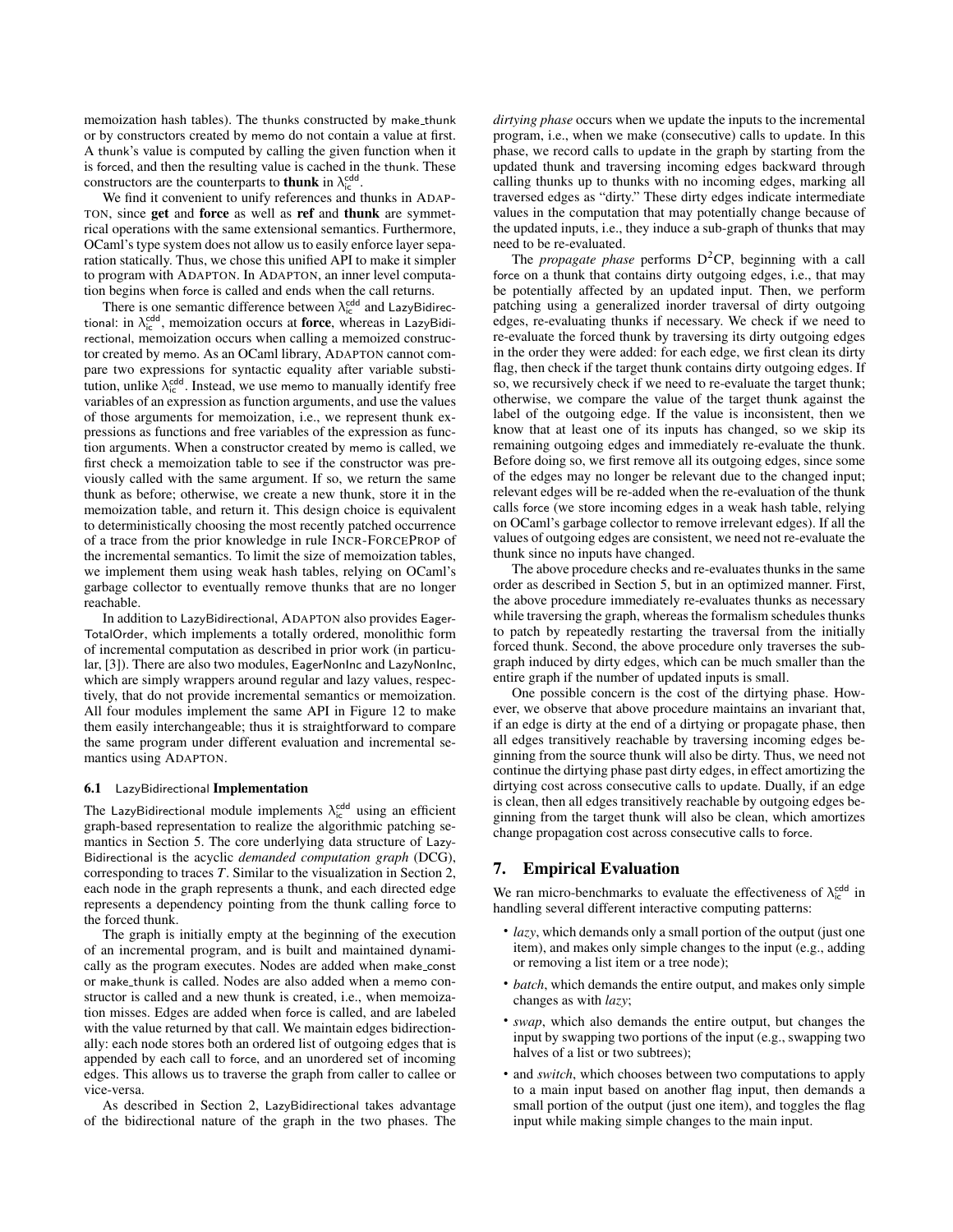memoization hash tables). The thunks constructed by make_thunk or by constructors created by memo do not contain a value at first. A thunk's value is computed by calling the given function when it is forced, and then the resulting value is cached in the thunk. These constructors are the counterparts to **thunk** in $\lambda_{ic}^{cdd}$.

We find it convenient to unify references and thunks in ADAPTON, since **get** and **force** as well as **ref** and **thunk** are symmetrical operations with the same extensional semantics. Furthermore, OCaml's type system does not allow us to easily enforce layer separation statically. Thus, we chose this unified API to make it simpler to program with ADAPTON. In ADAPTON, an inner level computation begins when force is called and ends when the call returns.

There is one semantic difference between $\lambda_{ic}^{cdd}$ and LazyBidirectional: in $\lambda_{ic}^{cdd}$, memoization occurs at **force**, whereas in LazyBidirectional, memoization occurs when calling a memoized constructor created by memo. As an OCaml library, ADAPTON cannot compare two expressions for syntactic equality after variable substitution, unlike $\lambda_{ic}^{cdd}$. Instead, we use memo to manually identify free variables of an expression as function arguments, and use the values of those arguments for memoization, i.e., we represent thunk expressions as functions and free variables of the expression as function arguments. When a constructor created by memo is called, we first check a memoization table to see if the constructor was previously called with the same argument. If so, we return the same thunk as before; otherwise, we create a new thunk, store it in the memoization table, and return it. This design choice is equivalent to deterministically choosing the most recently patched occurrence of a trace from the prior knowledge in rule INCR-FORCEPROP of the incremental semantics. To limit the size of memoization tables, we implement them using weak hash tables, relying on OCaml's garbage collector to eventually remove thunks that are no longer reachable.

In addition to LazyBidirectional, ADAPTON also provides EagerTotalOrder, which implements a totally ordered, monolithic form of incremental computation as described in prior work (in particular, [3]). There are also two modules, EagerNonInc and LazyNonInc, which are simply wrappers around regular and lazy values, respectively, that do not provide incremental semantics or memoization. All four modules implement the same API in Figure 12 to make them easily interchangeable; thus it is straightforward to compare the same program under different evaluation and incremental semantics using ADAPTON.

### 6.1 LazyBidirectional Implementation

The LazyBidirectional module implements $\lambda_{ic}^{cdd}$ using an efficient graph-based representation to realize the algorithmic patching semantics in Section 5. The core underlying data structure of LazyBidirectional is the acyclic *demanded computation graph* (DCG), corresponding to traces $T$. Similar to the visualization in Section 2, each node in the graph represents a thunk, and each directed edge represents a dependency pointing from the thunk calling force to the forced thunk.

The graph is initially empty at the beginning of the execution of an incremental program, and is built and maintained dynamically as the program executes. Nodes are added when make_const or make_thunk is called. Nodes are also added when a memo constructor is called and a new thunk is created, i.e., when memoization misses. Edges are added when force is called, and are labeled with the value returned by that call. We maintain edges bidirectionally: each node stores both an ordered list of outgoing edges that is appended by each call to force, and an unordered set of incoming edges. This allows us to traverse the graph from caller to callee or vice-versa.

As described in Section 2, LazyBidirectional takes advantage of the bidirectional nature of the graph in the two phases. The *dirtying phase* occurs when we update the inputs to the incremental program, i.e., when we make (consecutive) calls to update. In this phase, we record calls to update in the graph by starting from the updated thunk and traversing incoming edges backward through calling thunks up to thunks with no incoming edges, marking all traversed edges as "dirty." These dirty edges indicate intermediate values in the computation that may potentially change because of the updated inputs, i.e., they induce a sub-graph of thunks that may need to be re-evaluated.

The *propagate phase* performs $D^2$CP, beginning with a call force on a thunk that contains dirty outgoing edges, i.e., that may be potentially affected by an updated input. Then, we perform patching using a generalized inorder traversal of dirty outgoing edges, re-evaluating thunks if necessary. We check if we need to re-evaluate the forced thunk by traversing its dirty outgoing edges in the order they were added: for each edge, we first clean its dirty flag, then check if the target thunk contains dirty outgoing edges. If so, we recursively check if we need to re-evaluate the target thunk; otherwise, we compare the value of the target thunk against the label of the outgoing edge. If the value is inconsistent, then we know that at least one of its inputs has changed, so we skip its remaining outgoing edges and immediately re-evaluate the thunk. Before doing so, we first remove all its outgoing edges, since some of the edges may no longer be relevant due to the changed input; relevant edges will be re-added when the re-evaluation of the thunk calls force (we store incoming edges in a weak hash table, relying on OCaml's garbage collector to remove irrelevant edges). If all the values of outgoing edges are consistent, we need not re-evaluate the thunk since no inputs have changed.

The above procedure checks and re-evaluates thunks in the same order as described in Section 5, but in an optimized manner. First, the above procedure immediately re-evaluates thunks as necessary while traversing the graph, whereas the formalism schedules thunks to patch by repeatedly restarting the traversal from the initially forced thunk. Second, the above procedure only traverses the subgraph induced by dirty edges, which can be much smaller than the entire graph if the number of updated inputs is small.

One possible concern is the cost of the dirtying phase. However, we observe that above procedure maintains an invariant that, if an edge is dirty at the end of a dirtying or propagate phase, then all edges transitively reachable by traversing incoming edges beginning from the source thunk will also be dirty. Thus, we need not continue the dirtying phase past dirty edges, in effect amortizing the dirtying cost across consecutive calls to update. Dually, if an edge is clean, then all edges transitively reachable by outgoing edges beginning from the target thunk will also be clean, which amortizes change propagation cost across consecutive calls to force.

## 7. Empirical Evaluation

We ran micro-benchmarks to evaluate the effectiveness of $\lambda_{ic}^{cdd}$ in handling several different interactive computing patterns:

- *lazy*, which demands only a small portion of the output (just one item), and makes only simple changes to the input (e.g., adding or removing a list item or a tree node);
- *batch*, which demands the entire output, and makes only simple changes as with *lazy*;
- *swap*, which also demands the entire output, but changes the input by swapping two portions of the input (e.g., swapping two halves of a list or two subtrees);
- and *switch*, which chooses between two computations to apply to a main input based on another flag input, then demands a small portion of the output (just one item), and toggles the flag input while making simple changes to the main input.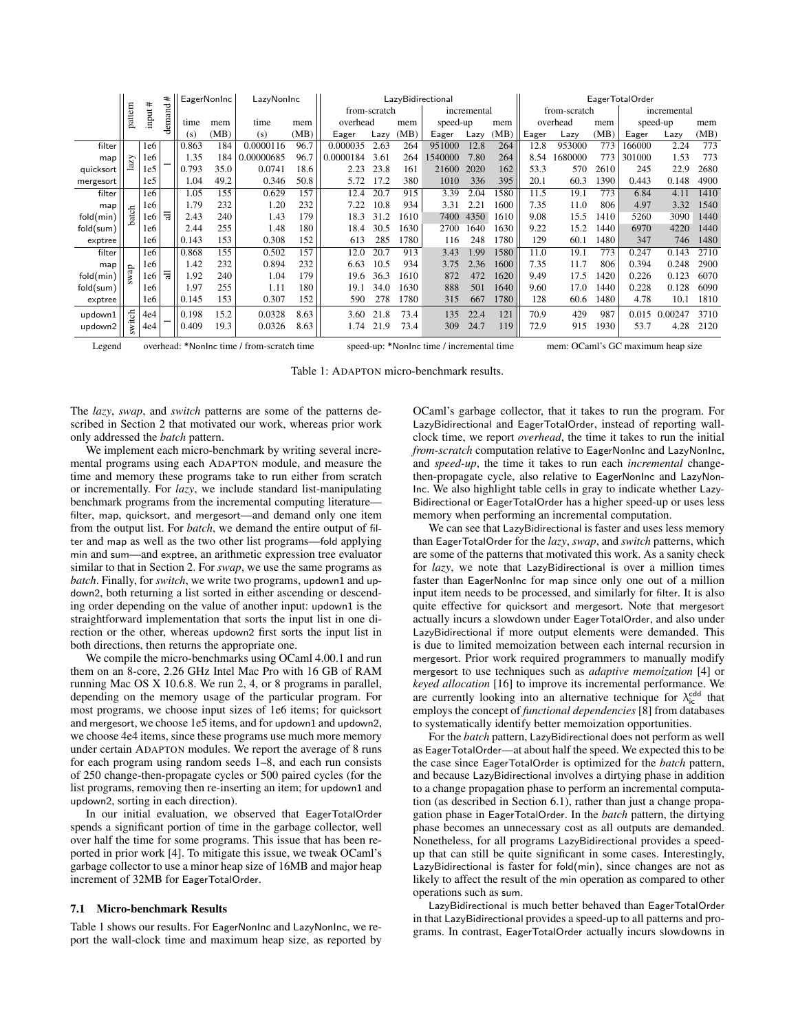| | pattern | input # | demand # | EagerNonInc | | LazyNonInc | | LazyBidirectional | | | | | | EagerTotalOrder | | | | | |
|---|---|---|---|---|---|---|---|---|---|---|---|---|---|---|---|---|---|---|---|
| | | | | | | | | from-scratch | | | incremental | | | from-scratch | | | incremental | | |
| | | | | time | mem | time | mem | overhead | | mem | speed-up | | mem | overhead | | mem | speed-up | | mem |
| | | | | (s) | (MB) | (s) | (MB) | Eager | Lazy | (MB) | Eager | Lazy | (MB) | Eager | Lazy | (MB) | Eager | Lazy | (MB) |
| filter | lazy | 1e6 | 1 | 0.863 | 184 | 0.0000116 | 96.7 | 0.000035 | 2.63 | 264 | 951000 | 12.8 | 264 | 12.8 | 953000 | 773 | 166000 | 2.24 | 773 |
| map | | 1e6 | | 1.35 | 184 | 0.00000685 | 96.7 | 0.0000184 | 3.61 | 264 | 1540000 | 7.80 | 264 | 8.54 | 1680000 | 773 | 301000 | 1.53 | 773 |
| quicksort | | 1e5 | | 0.793 | 35.0 | 0.0741 | 18.6 | 2.23 | 23.8 | 161 | 21600 | 2020 | 162 | 53.3 | 570 | 2610 | 245 | 22.9 | 2680 |
| mergesort | | 1e5 | | 1.04 | 49.2 | 0.346 | 50.8 | 5.72 | 17.2 | 380 | 1010 | 336 | 395 | 20.1 | 60.3 | 1390 | 0.443 | 0.148 | 4900 |
| filter | batch | 1e6 | all | 1.05 | 155 | 0.629 | 157 | 12.4 | 20.7 | 915 | 3.39 | 2.04 | 1580 | 11.5 | 19.1 | 773 | 6.84 | 4.11 | 1410 |
| map | | 1e6 | | 1.79 | 232 | 1.20 | 232 | 7.22 | 10.8 | 934 | 3.31 | 2.21 | 1600 | 7.35 | 11.0 | 806 | 4.97 | 3.32 | 1540 |
| fold(min) | | 1e6 | | 2.43 | 240 | 1.43 | 179 | 18.3 | 31.2 | 1610 | 7400 | 4350 | 1610 | 9.08 | 15.5 | 1410 | 5260 | 3090 | 1440 |
| fold(sum) | | 1e6 | | 2.44 | 255 | 1.48 | 180 | 18.4 | 30.5 | 1630 | 2700 | 1640 | 1630 | 9.22 | 15.2 | 1440 | 6970 | 4220 | 1440 |
| exptree | | 1e6 | | 0.143 | 153 | 0.308 | 152 | 613 | 285 | 1780 | 116 | 248 | 1780 | 129 | 60.1 | 1480 | 347 | 746 | 1480 |
| filter | swap | 1e6 | all | 0.868 | 155 | 0.502 | 157 | 12.0 | 20.7 | 913 | 3.43 | 1.99 | 1580 | 11.0 | 19.1 | 773 | 0.247 | 0.143 | 2710 |
| map | | 1e6 | | 1.42 | 232 | 0.894 | 232 | 6.63 | 10.5 | 934 | 3.75 | 2.36 | 1600 | 7.35 | 11.7 | 806 | 0.394 | 0.248 | 2900 |
| fold(min) | | 1e6 | | 1.92 | 240 | 1.04 | 179 | 19.6 | 36.3 | 1610 | 872 | 472 | 1620 | 9.49 | 17.5 | 1420 | 0.226 | 0.123 | 6070 |
| fold(sum) | | 1e6 | | 1.97 | 255 | 1.11 | 180 | 19.1 | 34.0 | 1630 | 888 | 501 | 1640 | 9.60 | 17.0 | 1440 | 0.228 | 0.128 | 6090 |
| exptree | | 1e6 | | 0.145 | 153 | 0.307 | 152 | 590 | 278 | 1780 | 315 | 667 | 1780 | 128 | 60.6 | 1480 | 4.78 | 10.1 | 1810 |
| updown1 | switch | 4e4 | 1 | 0.198 | 15.2 | 0.0328 | 8.63 | 3.60 | 21.8 | 73.4 | 135 | 22.4 | 121 | 70.9 | 429 | 987 | 0.015 | 0.00247 | 3710 |
| updown2 | | 4e4 | | 0.409 | 19.3 | 0.0326 | 8.63 | 1.74 | 21.9 | 73.4 | 309 | 24.7 | 119 | 72.9 | 915 | 1930 | 53.7 | 4.28 | 2120 |

Legend: overhead: *NonInc time / from-scratch time; speed-up: *NonInc time / incremental time; mem: OCaml's GC maximum heap size

Table 1: ADAPTON micro-benchmark results.

The *lazy*, *swap*, and *switch* patterns are some of the patterns described in Section 2 that motivated our work, whereas prior work only addressed the *batch* pattern.

We implement each micro-benchmark by writing several incremental programs using each ADAPTON module, and measure the time and memory these programs take to run either from scratch or incrementally. For *lazy*, we include standard list-manipulating benchmark programs from the incremental computing literature—filter, map, quicksort, and mergesort—and demand only one item from the output list. For *batch*, we demand the entire output of filter and map as well as the two other list programs—fold applying min and sum—and exptree, an arithmetic expression tree evaluator similar to that in Section 2. For *swap*, we use the same programs as *batch*. Finally, for *switch*, we write two programs, updown1 and updown2, both returning a list sorted in either ascending or descending order depending on the value of another input: updown1 is the straightforward implementation that sorts the input list in one direction or the other, whereas updown2 first sorts the input list in both directions, then returns the appropriate one.

We compile the micro-benchmarks using OCaml 4.00.1 and run them on an 8-core, 2.26 GHz Intel Mac Pro with 16 GB of RAM running Mac OS X 10.6.8. We run 2, 4, or 8 programs in parallel, depending on the memory usage of the particular program. For most programs, we choose input sizes of 1e6 items; for quicksort and mergesort, we choose 1e5 items, and for updown1 and updown2, we choose 4e4 items, since these programs use much more memory under certain ADAPTON modules. We report the average of 8 runs for each program using random seeds 1–8, and each run consists of 250 change-then-propagate cycles or 500 paired cycles (for the list programs, removing then re-inserting an item; for updown1 and updown2, sorting in each direction).

In our initial evaluation, we observed that EagerTotalOrder spends a significant portion of time in the garbage collector, well over half the time for some programs. This issue that has been reported in prior work [4]. To mitigate this issue, we tweak OCaml's garbage collector to use a minor heap size of 16MB and major heap increment of 32MB for EagerTotalOrder.

### 7.1 Micro-benchmark Results

Table 1 shows our results. For EagerNonInc and LazyNonInc, we report the wall-clock time and maximum heap size, as reported by OCaml's garbage collector, that it takes to run the program. For LazyBidirectional and EagerTotalOrder, instead of reporting wall-clock time, we report *overhead*, the time it takes to run the initial *from-scratch* computation relative to EagerNonInc and LazyNonInc, and *speed-up*, the time it takes to run each *incremental* change-then-propagate cycle, also relative to EagerNonInc and LazyNonInc. We also highlight table cells in gray to indicate whether LazyBidirectional or EagerTotalOrder has a higher speed-up or uses less memory when performing an incremental computation.

We can see that LazyBidirectional is faster and uses less memory than EagerTotalOrder for the *lazy*, *swap*, and *switch* patterns, which are some of the patterns that motivated this work. As a sanity check for *lazy*, we note that LazyBidirectional is over a million times faster than EagerNonInc for map since only one out of a million input item needs to be processed, and similarly for filter. It is also quite effective for quicksort and mergesort. Note that mergesort actually incurs a slowdown under EagerTotalOrder, and also under LazyBidirectional if more output elements were demanded. This is due to limited memoization between each internal recursion in mergesort. Prior work required programmers to manually modify mergesort to use techniques such as *adaptive memoization* [4] or *keyed allocation* [16] to improve its incremental performance. We are currently looking into an alternative technique for $\lambda_{ic}^{cdd}$ that employs the concept of *functional dependencies* [8] from databases to systematically identify better memoization opportunities.

For the *batch* pattern, LazyBidirectional does not perform as well as EagerTotalOrder—at about half the speed. We expected this to be the case since EagerTotalOrder is optimized for the *batch* pattern, and because LazyBidirectional involves a dirtying phase in addition to a change propagation phase to perform an incremental computation (as described in Section 6.1), rather than just a change propagation phase in EagerTotalOrder. In the *batch* pattern, the dirtying phase becomes an unnecessary cost as all outputs are demanded. Nonetheless, for all programs LazyBidirectional provides a speed-up that can still be quite significant in some cases. Interestingly, LazyBidirectional is faster for fold(min), since changes are not as likely to affect the result of the min operation as compared to other operations such as sum.

LazyBidirectional is much better behaved than EagerTotalOrder in that LazyBidirectional provides a speed-up to all patterns and programs. In contrast, EagerTotalOrder actually incurs slowdowns in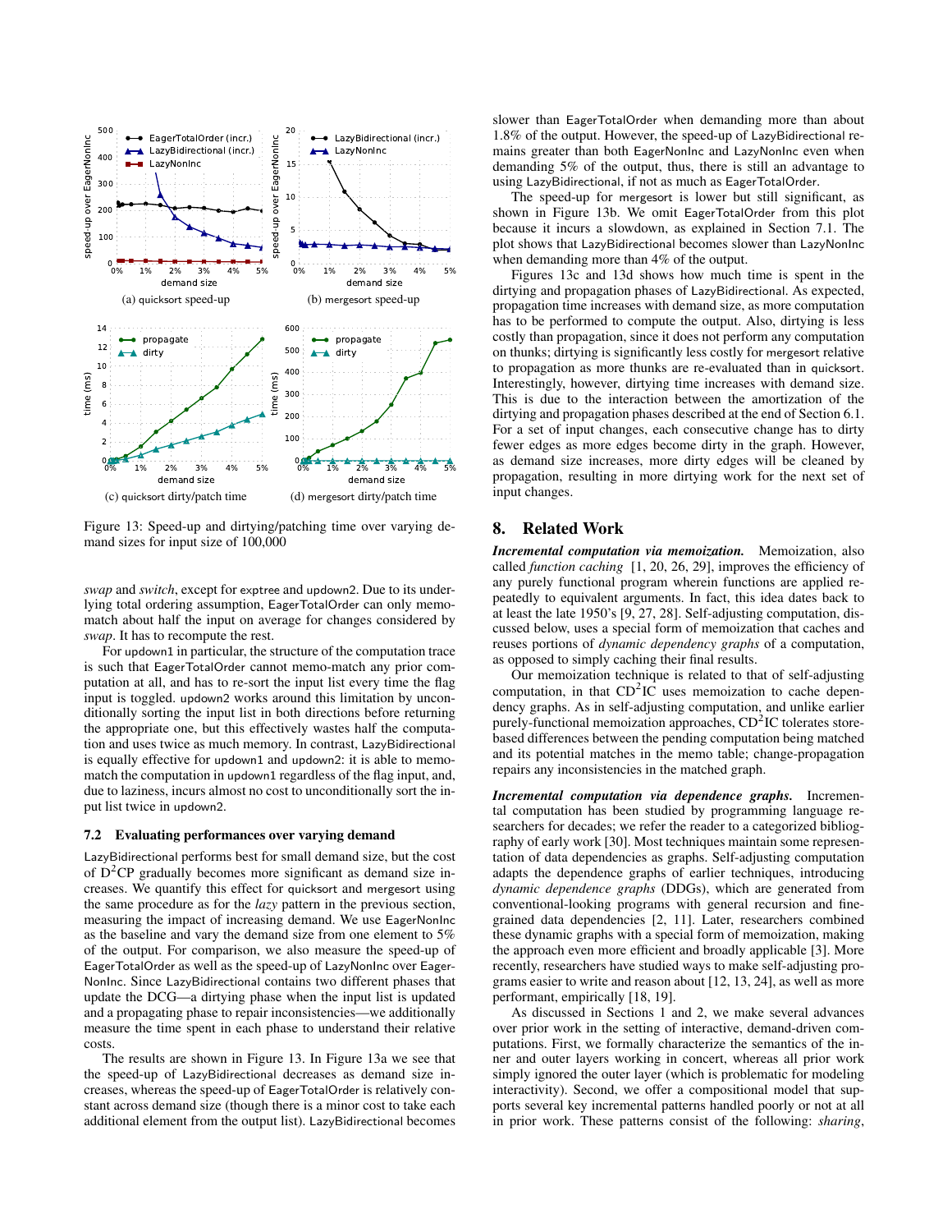(a) quicksort speed-up

(b) mergesort speed-up

(c) quicksort dirty/patch time

(d) mergesort dirty/patch time

Figure 13: Speed-up and dirtying/patching time over varying demand sizes for input size of 100,000

*swap* and *switch*, except for exptree and updown2. Due to its underlying total ordering assumption, EagerTotalOrder can only memo-match about half the input on average for changes considered by *swap*. It has to recompute the rest.

For updown1 in particular, the structure of the computation trace is such that EagerTotalOrder cannot memo-match any prior computation at all, and has to re-sort the input list every time the flag input is toggled. updown2 works around this limitation by unconditionally sorting the input list in both directions before returning the appropriate one, but this effectively wastes half the computation and uses twice as much memory. In contrast, LazyBidirectional is equally effective for updown1 and updown2: it is able to memo-match the computation in updown1 regardless of the flag input, and, due to laziness, incurs almost no cost to unconditionally sort the input list twice in updown2.

### 7.2 Evaluating performances over varying demand

LazyBidirectional performs best for small demand size, but the cost of $D^2CP$ gradually becomes more significant as demand size increases. We quantify this effect for quicksort and mergesort using the same procedure as for the *lazy* pattern in the previous section, measuring the impact of increasing demand. We use EagerNonInc as the baseline and vary the demand size from one element to 5% of the output. For comparison, we also measure the speed-up of EagerTotalOrder as well as the speed-up of LazyNonInc over EagerNonInc. Since LazyBidirectional contains two different phases that update the DCG—a dirtying phase when the input list is updated and a propagating phase to repair inconsistencies—we additionally measure the time spent in each phase to understand their relative costs.

The results are shown in Figure 13. In Figure 13a we see that the speed-up of LazyBidirectional decreases as demand size increases, whereas the speed-up of EagerTotalOrder is relatively constant across demand size (though there is a minor cost to take each additional element from the output list). LazyBidirectional becomes slower than EagerTotalOrder when demanding more than about 1.8% of the output. However, the speed-up of LazyBidirectional remains greater than both EagerNonInc and LazyNonInc even when demanding 5% of the output, thus, there is still an advantage to using LazyBidirectional, if not as much as EagerTotalOrder.

The speed-up for mergesort is lower but still significant, as shown in Figure 13b. We omit EagerTotalOrder from this plot because it incurs a slowdown, as explained in Section 7.1. The plot shows that LazyBidirectional becomes slower than LazyNonInc when demanding more than 4% of the output.

Figures 13c and 13d shows how much time is spent in the dirtying and propagation phases of LazyBidirectional. As expected, propagation time increases with demand size, as more computation has to be performed to compute the output. Also, dirtying is less costly than propagation, since it does not perform any computation on thunks; dirtying is significantly less costly for mergesort relative to propagation as more thunks are re-evaluated than in quicksort. Interestingly, however, dirtying time increases with demand size. This is due to the interaction between the amortization of the dirtying and propagation phases described at the end of Section 6.1. For a set of input changes, each consecutive change has to dirty fewer edges as more edges become dirty in the graph. However, as demand size increases, more dirty edges will be cleaned by propagation, resulting in more dirtying work for the next set of input changes.

## 8. Related Work

***Incremental computation via memoization.*** Memoization, also called *function caching* [1, 20, 26, 29], improves the efficiency of any purely functional program wherein functions are applied repeatedly to equivalent arguments. In fact, this idea dates back to at least the late 1950's [9, 27, 28]. Self-adjusting computation, discussed below, uses a special form of memoization that caches and reuses portions of *dynamic dependency graphs* of a computation, as opposed to simply caching their final results.

Our memoization technique is related to that of self-adjusting computation, in that $CD^2IC$ uses memoization to cache dependency graphs. As in self-adjusting computation, and unlike earlier purely-functional memoization approaches, $CD^2IC$ tolerates store-based differences between the pending computation being matched and its potential matches in the memo table; change-propagation repairs any inconsistencies in the matched graph.

***Incremental computation via dependence graphs.*** Incremental computation has been studied by programming language researchers for decades; we refer the reader to a categorized bibliography of early work [30]. Most techniques maintain some representation of data dependencies as graphs. Self-adjusting computation adapts the dependence graphs of earlier techniques, introducing *dynamic dependence graphs* (DDGs), which are generated from conventional-looking programs with general recursion and fine-grained data dependencies [2, 11]. Later, researchers combined these dynamic graphs with a special form of memoization, making the approach even more efficient and broadly applicable [3]. More recently, researchers have studied ways to make self-adjusting programs easier to write and reason about [12, 13, 24], as well as more performant, empirically [18, 19].

As discussed in Sections 1 and 2, we make several advances over prior work in the setting of interactive, demand-driven computations. First, we formally characterize the semantics of the inner and outer layers working in concert, whereas all prior work simply ignored the outer layer (which is problematic for modeling interactivity). Second, we offer a compositional model that supports several key incremental patterns handled poorly or not at all in prior work. These patterns consist of the following: *sharing*,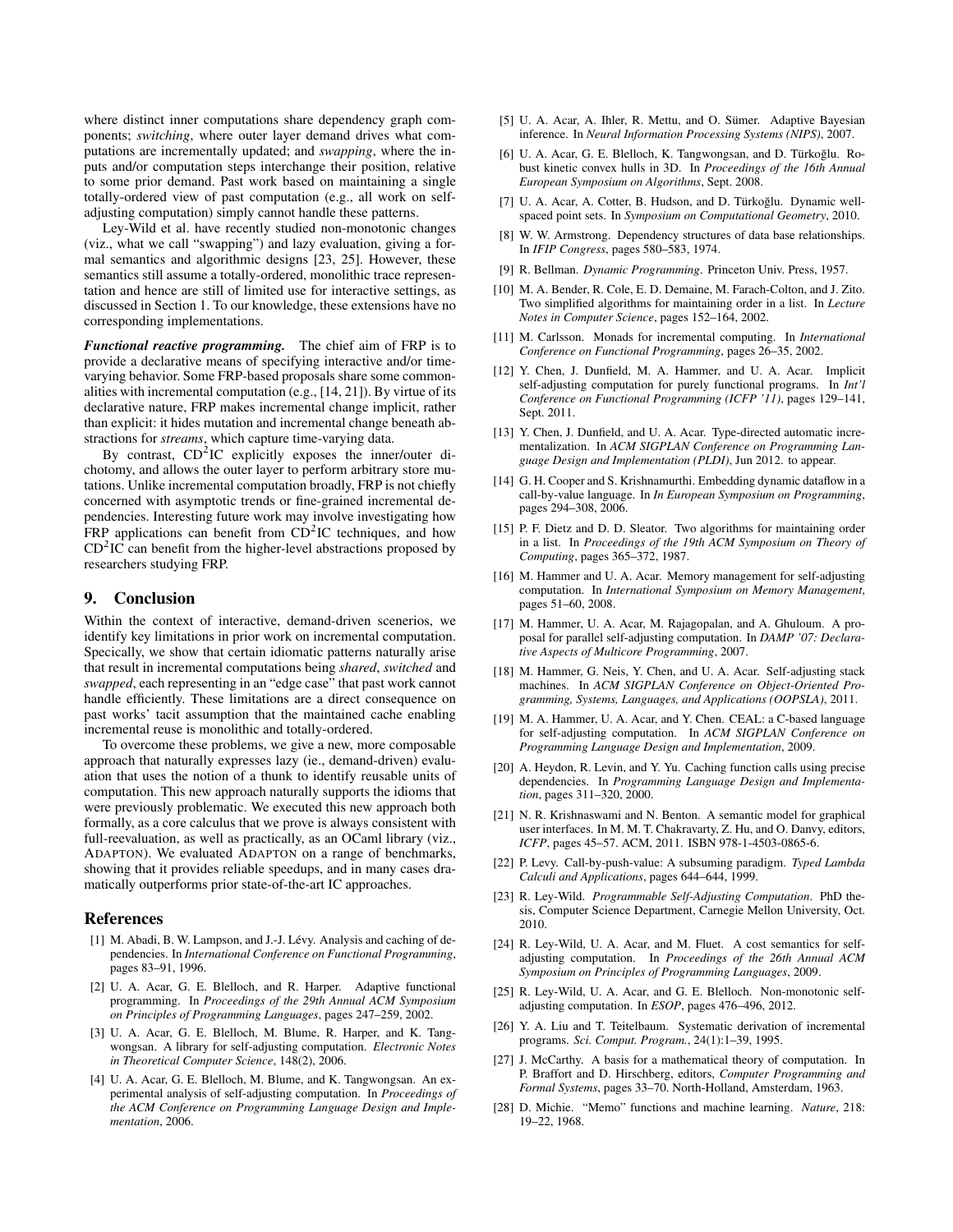where distinct inner computations share dependency graph components; *switching*, where outer layer demand drives what computations are incrementally updated; and *swapping*, where the inputs and/or computation steps interchange their position, relative to some prior demand. Past work based on maintaining a single totally-ordered view of past computation (e.g., all work on self-adjusting computation) simply cannot handle these patterns.

Ley-Wild et al. have recently studied non-monotonic changes (viz., what we call "swapping") and lazy evaluation, giving a formal semantics and algorithmic designs [23, 25]. However, these semantics still assume a totally-ordered, monolithic trace representation and hence are still of limited use for interactive settings, as discussed in Section 1. To our knowledge, these extensions have no corresponding implementations.

***Functional reactive programming.*** The chief aim of FRP is to provide a declarative means of specifying interactive and/or time-varying behavior. Some FRP-based proposals share some commonalities with incremental computation (e.g., [14, 21]). By virtue of its declarative nature, FRP makes incremental change implicit, rather than explicit: it hides mutation and incremental change beneath abstractions for *streams*, which capture time-varying data.

By contrast, $CD^2IC$ explicitly exposes the inner/outer dichotomy, and allows the outer layer to perform arbitrary store mutations. Unlike incremental computation broadly, FRP is not chiefly concerned with asymptotic trends or fine-grained incremental dependencies. Interesting future work may involve investigating how FRP applications can benefit from $CD^2IC$ techniques, and how $CD^2IC$ can benefit from the higher-level abstractions proposed by researchers studying FRP.

## 9. Conclusion

Within the context of interactive, demand-driven scenerios, we identify key limitations in prior work on incremental computation. Specically, we show that certain idiomatic patterns naturally arise that result in incremental computations being *shared*, *switched* and *swapped*, each representing in an "edge case" that past work cannot handle efficiently. These limitations are a direct consequence on past works' tacit assumption that the maintained cache enabling incremental reuse is monolithic and totally-ordered.

To overcome these problems, we give a new, more composable approach that naturally expresses lazy (ie., demand-driven) evaluation that uses the notion of a thunk to identify reusable units of computation. This new approach naturally supports the idioms that were previously problematic. We executed this new approach both formally, as a core calculus that we prove is always consistent with full-reevaluation, as well as practically, as an OCaml library (viz., ADAPTON). We evaluated ADAPTON on a range of benchmarks, showing that it provides reliable speedups, and in many cases dramatically outperforms prior state-of-the-art IC approaches.

## References

[1] M. Abadi, B. W. Lampson, and J.-J. Lévy. Analysis and caching of dependencies. In *International Conference on Functional Programming*, pages 83–91, 1996.

[2] U. A. Acar, G. E. Blelloch, and R. Harper. Adaptive functional programming. In *Proceedings of the 29th Annual ACM Symposium on Principles of Programming Languages*, pages 247–259, 2002.

[3] U. A. Acar, G. E. Blelloch, M. Blume, R. Harper, and K. Tangwongsan. A library for self-adjusting computation. *Electronic Notes in Theoretical Computer Science*, 148(2), 2006.

[4] U. A. Acar, G. E. Blelloch, M. Blume, and K. Tangwongsan. An experimental analysis of self-adjusting computation. In *Proceedings of the ACM Conference on Programming Language Design and Implementation*, 2006.

[5] U. A. Acar, A. Ihler, R. Mettu, and O. Sümer. Adaptive Bayesian inference. In *Neural Information Processing Systems (NIPS)*, 2007.

[6] U. A. Acar, G. E. Blelloch, K. Tangwongsan, and D. Türkoğlu. Robust kinetic convex hulls in 3D. In *Proceedings of the 16th Annual European Symposium on Algorithms*, Sept. 2008.

[7] U. A. Acar, A. Cotter, B. Hudson, and D. Türkoğlu. Dynamic well-spaced point sets. In *Symposium on Computational Geometry*, 2010.

[8] W. W. Armstrong. Dependency structures of data base relationships. In *IFIP Congress*, pages 580–583, 1974.

[9] R. Bellman. *Dynamic Programming*. Princeton Univ. Press, 1957.

[10] M. A. Bender, R. Cole, E. D. Demaine, M. Farach-Colton, and J. Zito. Two simplified algorithms for maintaining order in a list. In *Lecture Notes in Computer Science*, pages 152–164, 2002.

[11] M. Carlsson. Monads for incremental computing. In *International Conference on Functional Programming*, pages 26–35, 2002.

[12] Y. Chen, J. Dunfield, M. A. Hammer, and U. A. Acar. Implicit self-adjusting computation for purely functional programs. In *Int'l Conference on Functional Programming (ICFP '11)*, pages 129–141, Sept. 2011.

[13] Y. Chen, J. Dunfield, and U. A. Acar. Type-directed automatic incrementalization. In *ACM SIGPLAN Conference on Programming Language Design and Implementation (PLDI)*, Jun 2012. to appear.

[14] G. H. Cooper and S. Krishnamurthi. Embedding dynamic dataflow in a call-by-value language. In *In European Symposium on Programming*, pages 294–308, 2006.

[15] P. F. Dietz and D. D. Sleator. Two algorithms for maintaining order in a list. In *Proceedings of the 19th ACM Symposium on Theory of Computing*, pages 365–372, 1987.

[16] M. Hammer and U. A. Acar. Memory management for self-adjusting computation. In *International Symposium on Memory Management*, pages 51–60, 2008.

[17] M. Hammer, U. A. Acar, M. Rajagopalan, and A. Ghuloum. A proposal for parallel self-adjusting computation. In *DAMP '07: Declarative Aspects of Multicore Programming*, 2007.

[18] M. Hammer, G. Neis, Y. Chen, and U. A. Acar. Self-adjusting stack machines. In *ACM SIGPLAN Conference on Object-Oriented Programming, Systems, Languages, and Applications (OOPSLA)*, 2011.

[19] M. A. Hammer, U. A. Acar, and Y. Chen. CEAL: a C-based language for self-adjusting computation. In *ACM SIGPLAN Conference on Programming Language Design and Implementation*, 2009.

[20] A. Heydon, R. Levin, and Y. Yu. Caching function calls using precise dependencies. In *Programming Language Design and Implementation*, pages 311–320, 2000.

[21] N. R. Krishnaswami and N. Benton. A semantic model for graphical user interfaces. In M. M. T. Chakravarty, Z. Hu, and O. Danvy, editors, *ICFP*, pages 45–57. ACM, 2011. ISBN 978-1-4503-0865-6.

[22] P. Levy. Call-by-push-value: A subsuming paradigm. *Typed Lambda Calculi and Applications*, pages 644–644, 1999.

[23] R. Ley-Wild. *Programmable Self-Adjusting Computation*. PhD thesis, Computer Science Department, Carnegie Mellon University, Oct. 2010.

[24] R. Ley-Wild, U. A. Acar, and M. Fluet. A cost semantics for self-adjusting computation. In *Proceedings of the 26th Annual ACM Symposium on Principles of Programming Languages*, 2009.

[25] R. Ley-Wild, U. A. Acar, and G. E. Blelloch. Non-monotonic self-adjusting computation. In *ESOP*, pages 476–496, 2012.

[26] Y. A. Liu and T. Teitelbaum. Systematic derivation of incremental programs. *Sci. Comput. Program.*, 24(1):1–39, 1995.

[27] J. McCarthy. A basis for a mathematical theory of computation. In P. Braffort and D. Hirschberg, editors, *Computer Programming and Formal Systems*, pages 33–70. North-Holland, Amsterdam, 1963.

[28] D. Michie. "Memo" functions and machine learning. *Nature*, 218: 19–22, 1968.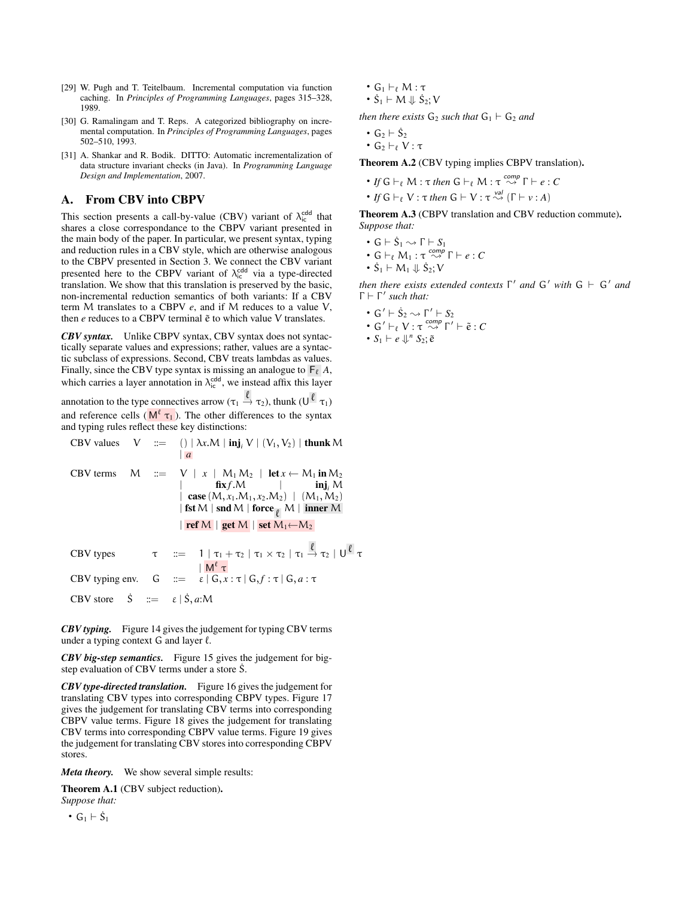[29] W. Pugh and T. Teitelbaum. Incremental computation via function caching. In *Principles of Programming Languages*, pages 315–328, 1989.

[30] G. Ramalingam and T. Reps. A categorized bibliography on incremental computation. In *Principles of Programming Languages*, pages 502–510, 1993.

[31] A. Shankar and R. Bodik. DITTO: Automatic incrementalization of data structure invariant checks (in Java). In *Programming Language Design and Implementation*, 2007.

## A. From CBV into CBPV

This section presents a call-by-value (CBV) variant of $\lambda_{ic}^{cdd}$ that shares a close correspondance to the CBPV variant presented in the main body of the paper. In particular, we present syntax, typing and reduction rules in a CBV style, which are otherwise analogous to the CBPV presented in Section 3. We connect the CBV variant presented here to the CBPV variant of $\lambda_{ic}^{cdd}$ via a type-directed translation. We show that this translation is preserved by the basic, non-incremental reduction semantics of both variants: If a CBV term $\mathsf{M}$ translates to a CBPV $e$, and if $\mathsf{M}$ reduces to a value $\mathsf{V}$, then $e$ reduces to a CBPV terminal $\tilde{e}$ to which value $\mathsf{V}$ translates.

***CBV syntax.*** Unlike CBPV syntax, CBV syntax does not syntactically separate values and expressions; rather, values are a syntactic subclass of expressions. Second, CBV treats lambdas as values. Finally, since the CBV type syntax is missing an analogue to $\mathsf{F}_\ell\ A$, which carries a layer annotation in $\lambda_{ic}^{cdd}$, we instead affix this layer annotation to the type connectives arrow ($\tau_1 \xrightarrow{\ell} \tau_2$), thunk ($\mathsf{U}^{\ell}\ \tau_1$) and reference cells ($\mathsf{M}^{\ell}\ \tau_1$). The other differences to the syntax and typing rules reflect these key distinctions:

$$
\begin{array}{llcl}
\text{CBV values} & \mathsf{V} & ::= & () \mid \lambda x.\mathsf{M} \mid \mathbf{inj}_i\ \mathsf{V} \mid (\mathsf{V}_1, \mathsf{V}_2) \mid \mathbf{thunk}\,\mathsf{M} \\
& & \mid & a \\
\text{CBV terms} & \mathsf{M} & ::= & \mathsf{V} \mid x \mid \mathsf{M}_1\,\mathsf{M}_2 \mid \mathbf{let}\,x \leftarrow \mathsf{M}_1\,\mathbf{in}\,\mathsf{M}_2 \\
& & \mid & \mathbf{fix}\,f.\mathsf{M} \mid \mathbf{inj}_i\ \mathsf{M} \\
& & \mid & \mathbf{case}\,(\mathsf{M}, x_1.\mathsf{M}_1, x_2.\mathsf{M}_2) \mid (\mathsf{M}_1, \mathsf{M}_2) \\
& & \mid & \mathbf{fst}\,\mathsf{M} \mid \mathbf{snd}\,\mathsf{M} \mid \mathbf{force}_{\ell}\ \mathsf{M} \mid \mathbf{inner}\ \mathsf{M} \\
& & \mid & \mathbf{ref}\,\mathsf{M} \mid \mathbf{get}\,\mathsf{M} \mid \mathbf{set}\,\mathsf{M}_1 {\leftarrow} \mathsf{M}_2 \\
\\
\text{CBV types} & \tau & ::= & 1 \mid \tau_1 + \tau_2 \mid \tau_1 \times \tau_2 \mid \tau_1 \xrightarrow{\ell} \tau_2 \mid \mathsf{U}^{\ell}\ \tau \\
& & \mid & \mathsf{M}^{\ell}\ \tau \\
\text{CBV typing env.} & \mathsf{G} & ::= & \varepsilon \mid \mathsf{G}, x : \tau \mid \mathsf{G}, f : \tau \mid \mathsf{G}, a : \tau \\
\text{CBV store} & \dot{\mathsf{S}} & ::= & \varepsilon \mid \dot{\mathsf{S}}, a{:}\mathsf{M}
\end{array}
$$

***CBV typing.*** Figure 14 gives the judgement for typing CBV terms under a typing context $\mathsf{G}$ and layer $\ell$.

***CBV big-step semantics.*** Figure 15 gives the judgement for big-step evaluation of CBV terms under a store $\dot{\mathsf{S}}$.

***CBV type-directed translation.*** Figure 16 gives the judgement for translating CBV types into corresponding CBPV types. Figure 17 gives the judgement for translating CBV terms into corresponding CBPV value terms. Figure 18 gives the judgement for translating CBV terms into corresponding CBPV value terms. Figure 19 gives the judgement for translating CBV stores into corresponding CBPV stores.

***Meta theory.*** We show several simple results:

**Theorem A.1** (CBV subject reduction)**.** *Suppose that:*

- $\mathsf{G}_1 \vdash \dot{\mathsf{S}}_1$
- $\mathsf{G}_1 \vdash_\ell \mathsf{M} : \tau$
- $\dot{\mathsf{S}}_1 \vdash \mathsf{M} \Downarrow \dot{\mathsf{S}}_2; \mathsf{V}$

*then there exists* $\mathsf{G}_2$ *such that* $\mathsf{G}_1 \vdash \mathsf{G}_2$ *and*

- $\mathsf{G}_2 \vdash \dot{\mathsf{S}}_2$
- $\mathsf{G}_2 \vdash_\ell \mathsf{V} : \tau$

**Theorem A.2** (CBV typing implies CBPV translation)**.**

- *If* $\mathsf{G} \vdash_\ell \mathsf{M} : \tau$ *then* $\mathsf{G} \vdash_\ell \mathsf{M} : \tau \overset{comp}{\rightsquigarrow} \Gamma \vdash e : C$
- *If* $\mathsf{G} \vdash_\ell \mathsf{V} : \tau$ *then* $\mathsf{G} \vdash \mathsf{V} : \tau \overset{val}{\rightsquigarrow} (\Gamma \vdash v : A)$

**Theorem A.3** (CBPV translation and CBV reduction commute)**.** *Suppose that:*

- $\mathsf{G} \vdash \dot{\mathsf{S}}_1 \rightsquigarrow \Gamma \vdash S_1$
- $\mathsf{G} \vdash_\ell \mathsf{M}_1 : \tau \overset{comp}{\rightsquigarrow} \Gamma \vdash e : C$
- $\dot{\mathsf{S}}_1 \vdash \mathsf{M}_1 \Downarrow \dot{\mathsf{S}}_2; \mathsf{V}$

*then there exists extended contexts* $\Gamma'$ *and* $\mathsf{G}'$ *with* $\mathsf{G} \vdash \mathsf{G}'$ *and* $\Gamma \vdash \Gamma'$ *such that:*

- $\mathsf{G}' \vdash \dot{\mathsf{S}}_2 \rightsquigarrow \Gamma' \vdash S_2$
- $\mathsf{G}' \vdash_\ell \mathsf{V} : \tau \overset{comp}{\rightsquigarrow} \Gamma' \vdash \tilde{e} : C$
- $S_1 \vdash e \Downarrow^n S_2; \tilde{e}$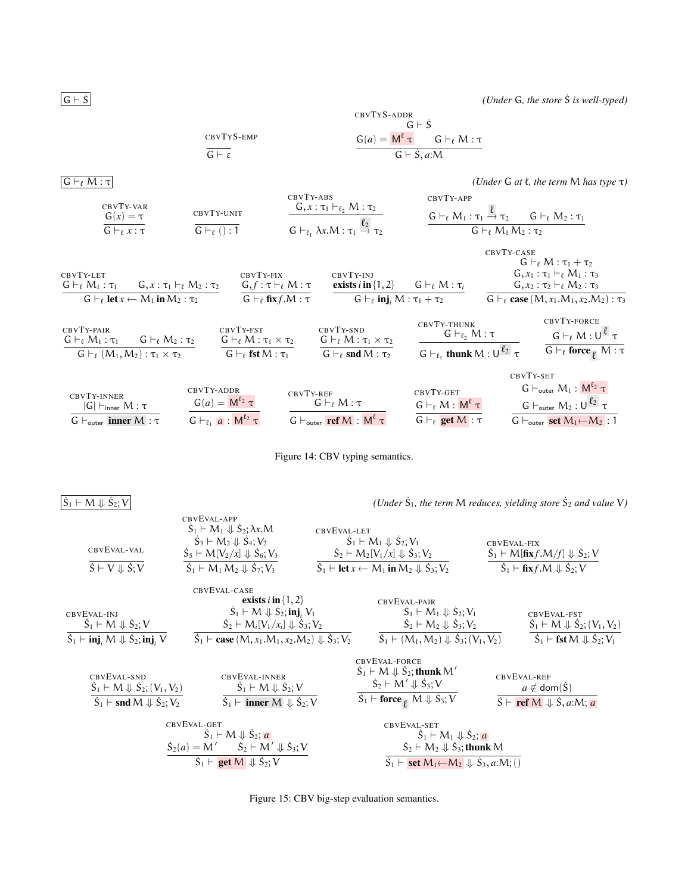$\boxed{\mathsf{G} \vdash \dot{\mathsf{S}}}$ *(Under G, the store $\dot{\mathsf{S}}$ is well-typed)*

$$\text{CBVTYS-EMP} \quad \frac{}{\mathsf{G} \vdash \varepsilon}$$

$$\text{CBVTYS-ADDR} \quad \frac{\mathsf{G} \vdash \dot{\mathsf{S}} \qquad \mathsf{G}(a) = \mathsf{M}^{\ell}\, \tau \qquad \mathsf{G} \vdash_{\ell} \mathsf{M} : \tau}{\mathsf{G} \vdash \dot{\mathsf{S}}, a{:}\mathsf{M}}$$

$\boxed{\mathsf{G} \vdash_{\ell} \mathsf{M} : \tau}$ *(Under G at $\ell$, the term M has type $\tau$)*

$$\text{CBVTY-VAR} \quad \frac{\mathsf{G}(x) = \tau}{\mathsf{G} \vdash_{\ell} x : \tau}$$

$$\text{CBVTY-UNIT} \quad \frac{}{\mathsf{G} \vdash_{\ell} () : 1}$$

$$\text{CBVTY-ABS} \quad \frac{\mathsf{G}, x : \tau_1 \vdash_{\ell_2} \mathsf{M} : \tau_2}{\mathsf{G} \vdash_{\ell_1} \lambda x.\mathsf{M} : \tau_1 \xrightarrow{\ell_2} \tau_2}$$

$$\text{CBVTY-APP} \quad \frac{\mathsf{G} \vdash_{\ell} \mathsf{M}_1 : \tau_1 \xrightarrow{\ell} \tau_2 \qquad \mathsf{G} \vdash_{\ell} \mathsf{M}_2 : \tau_1}{\mathsf{G} \vdash_{\ell} \mathsf{M}_1\, \mathsf{M}_2 : \tau_2}$$

$$\text{CBVTY-LET} \quad \frac{\mathsf{G} \vdash_{\ell} \mathsf{M}_1 : \tau_1 \qquad \mathsf{G}, x : \tau_1 \vdash_{\ell} \mathsf{M}_2 : \tau_2}{\mathsf{G} \vdash_{\ell} \mathbf{let}\, x \leftarrow \mathsf{M}_1\, \mathbf{in}\, \mathsf{M}_2 : \tau_2}$$

$$\text{CBVTY-FIX} \quad \frac{\mathsf{G}, f : \tau \vdash_{\ell} \mathsf{M} : \tau}{\mathsf{G} \vdash_{\ell} \mathbf{fix}\, f.\mathsf{M} : \tau}$$

$$\text{CBVTY-INJ} \quad \frac{\mathbf{exists}\; i\; \mathbf{in}\, \{1,2\} \qquad \mathsf{G} \vdash_{\ell} \mathsf{M} : \tau_i}{\mathsf{G} \vdash_{\ell} \mathbf{inj}_i\, \mathsf{M} : \tau_1 + \tau_2}$$

$$\text{CBVTY-CASE} \quad \frac{\mathsf{G} \vdash_{\ell} \mathsf{M} : \tau_1 + \tau_2 \qquad \mathsf{G}, x_1 : \tau_1 \vdash_{\ell} \mathsf{M}_1 : \tau_3 \qquad \mathsf{G}, x_2 : \tau_2 \vdash_{\ell} \mathsf{M}_2 : \tau_3}{\mathsf{G} \vdash_{\ell} \mathbf{case}\, (\mathsf{M}, x_1.\mathsf{M}_1, x_2.\mathsf{M}_2) : \tau_3}$$

$$\text{CBVTY-PAIR} \quad \frac{\mathsf{G} \vdash_{\ell} \mathsf{M}_1 : \tau_1 \qquad \mathsf{G} \vdash_{\ell} \mathsf{M}_2 : \tau_2}{\mathsf{G} \vdash_{\ell} (\mathsf{M}_1, \mathsf{M}_2) : \tau_1 \times \tau_2}$$

$$\text{CBVTY-FST} \quad \frac{\mathsf{G} \vdash_{\ell} \mathsf{M} : \tau_1 \times \tau_2}{\mathsf{G} \vdash_{\ell} \mathbf{fst}\, \mathsf{M} : \tau_1}$$

$$\text{CBVTY-SND} \quad \frac{\mathsf{G} \vdash_{\ell} \mathsf{M} : \tau_1 \times \tau_2}{\mathsf{G} \vdash_{\ell} \mathbf{snd}\, \mathsf{M} : \tau_2}$$

$$\text{CBVTY-THUNK} \quad \frac{\mathsf{G} \vdash_{\ell_2} \mathsf{M} : \tau}{\mathsf{G} \vdash_{\ell_1} \mathbf{thunk}\, \mathsf{M} : \mathsf{U}^{\ell_2}\, \tau}$$

$$\text{CBVTY-FORCE} \quad \frac{\mathsf{G} \vdash_{\ell} \mathsf{M} : \mathsf{U}^{\ell}\, \tau}{\mathsf{G} \vdash_{\ell} \mathbf{force}_{\ell}\, \mathsf{M} : \tau}$$

$$\text{CBVTY-INNER} \quad \frac{|\mathsf{G}| \vdash_{\mathsf{inner}} \mathsf{M} : \tau}{\mathsf{G} \vdash_{\mathsf{outer}} \mathbf{inner}\, \mathsf{M} : \tau}$$

$$\text{CBVTY-ADDR} \quad \frac{\mathsf{G}(a) = \mathsf{M}^{\ell_2}\, \tau}{\mathsf{G} \vdash_{\ell_1} a : \mathsf{M}^{\ell_2}\, \tau}$$

$$\text{CBVTY-REF} \quad \frac{\mathsf{G} \vdash_{\ell} \mathsf{M} : \tau}{\mathsf{G} \vdash_{\mathsf{outer}} \mathbf{ref}\, \mathsf{M} : \mathsf{M}^{\ell}\, \tau}$$

$$\text{CBVTY-GET} \quad \frac{\mathsf{G} \vdash_{\ell} \mathsf{M} : \mathsf{M}^{\ell}\, \tau}{\mathsf{G} \vdash_{\ell} \mathbf{get}\, \mathsf{M} : \tau}$$

$$\text{CBVTY-SET} \quad \frac{\mathsf{G} \vdash_{\mathsf{outer}} \mathsf{M}_1 : \mathsf{M}^{\ell_2}\, \tau \qquad \mathsf{G} \vdash_{\mathsf{outer}} \mathsf{M}_2 : \mathsf{U}^{\ell_2}\, \tau}{\mathsf{G} \vdash_{\mathsf{outer}} \mathbf{set}\, \mathsf{M}_1 {\leftarrow} \mathsf{M}_2 : 1}$$

Figure 14: CBV typing semantics.

$\boxed{\dot{\mathsf{S}}_1 \vdash \mathsf{M} \Downarrow \dot{\mathsf{S}}_2; \mathsf{V}}$ *(Under $\dot{\mathsf{S}}_1$, the term M reduces, yielding store $\dot{\mathsf{S}}_2$ and value V)*

$$\text{CBVEVAL-VAL} \quad \frac{}{\dot{\mathsf{S}} \vdash \mathsf{V} \Downarrow \dot{\mathsf{S}}; \mathsf{V}}$$

$$\text{CBVEVAL-APP} \quad \frac{\dot{\mathsf{S}}_1 \vdash \mathsf{M}_1 \Downarrow \dot{\mathsf{S}}_2; \lambda x.\mathsf{M} \qquad \dot{\mathsf{S}}_3 \vdash \mathsf{M}_2 \Downarrow \dot{\mathsf{S}}_4; \mathsf{V}_2 \qquad \dot{\mathsf{S}}_5 \vdash \mathsf{M}[\mathsf{V}_2/x] \Downarrow \dot{\mathsf{S}}_6; \mathsf{V}_3}{\dot{\mathsf{S}}_1 \vdash \mathsf{M}_1\, \mathsf{M}_2 \Downarrow \dot{\mathsf{S}}_7; \mathsf{V}_3}$$

$$\text{CBVEVAL-LET} \quad \frac{\dot{\mathsf{S}}_1 \vdash \mathsf{M}_1 \Downarrow \dot{\mathsf{S}}_2; \mathsf{V}_1 \qquad \dot{\mathsf{S}}_2 \vdash \mathsf{M}_2[\mathsf{V}_1/x] \Downarrow \dot{\mathsf{S}}_3; \mathsf{V}_2}{\dot{\mathsf{S}}_1 \vdash \mathbf{let}\, x \leftarrow \mathsf{M}_1\, \mathbf{in}\, \mathsf{M}_2 \Downarrow \dot{\mathsf{S}}_3; \mathsf{V}_2}$$

$$\text{CBVEVAL-FIX} \quad \frac{\dot{\mathsf{S}}_1 \vdash \mathsf{M}[\mathbf{fix}\, f.\mathsf{M}/f] \Downarrow \dot{\mathsf{S}}_2; \mathsf{V}}{\dot{\mathsf{S}}_1 \vdash \mathbf{fix}\, f.\mathsf{M} \Downarrow \dot{\mathsf{S}}_2; \mathsf{V}}$$

$$\text{CBVEVAL-INJ} \quad \frac{\dot{\mathsf{S}}_1 \vdash \mathsf{M} \Downarrow \dot{\mathsf{S}}_2; \mathsf{V}}{\dot{\mathsf{S}}_1 \vdash \mathbf{inj}_i\, \mathsf{M} \Downarrow \dot{\mathsf{S}}_2; \mathbf{inj}_i\, \mathsf{V}}$$

$$\text{CBVEVAL-CASE} \quad \frac{\mathbf{exists}\; i\; \mathbf{in}\, \{1,2\} \qquad \dot{\mathsf{S}}_1 \vdash \mathsf{M} \Downarrow \dot{\mathsf{S}}_2; \mathbf{inj}_i\, \mathsf{V}_1 \qquad \dot{\mathsf{S}}_2 \vdash \mathsf{M}_i[\mathsf{V}_1/x_i] \Downarrow \dot{\mathsf{S}}_3; \mathsf{V}_2}{\dot{\mathsf{S}}_1 \vdash \mathbf{case}\, (\mathsf{M}, x_1.\mathsf{M}_1, x_2.\mathsf{M}_2) \Downarrow \dot{\mathsf{S}}_3; \mathsf{V}_2}$$

$$\text{CBVEVAL-PAIR} \quad \frac{\dot{\mathsf{S}}_1 \vdash \mathsf{M}_1 \Downarrow \dot{\mathsf{S}}_2; \mathsf{V}_1 \qquad \dot{\mathsf{S}}_2 \vdash \mathsf{M}_2 \Downarrow \dot{\mathsf{S}}_3; \mathsf{V}_2}{\dot{\mathsf{S}}_1 \vdash (\mathsf{M}_1, \mathsf{M}_2) \Downarrow \dot{\mathsf{S}}_3; (\mathsf{V}_1, \mathsf{V}_2)}$$

$$\text{CBVEVAL-FST} \quad \frac{\dot{\mathsf{S}}_1 \vdash \mathsf{M} \Downarrow \dot{\mathsf{S}}_2; (\mathsf{V}_1, \mathsf{V}_2)}{\dot{\mathsf{S}}_1 \vdash \mathbf{fst}\, \mathsf{M} \Downarrow \dot{\mathsf{S}}_2; \mathsf{V}_1}$$

$$\text{CBVEVAL-SND} \quad \frac{\dot{\mathsf{S}}_1 \vdash \mathsf{M} \Downarrow \dot{\mathsf{S}}_2; (\mathsf{V}_1, \mathsf{V}_2)}{\dot{\mathsf{S}}_1 \vdash \mathbf{snd}\, \mathsf{M} \Downarrow \dot{\mathsf{S}}_2; \mathsf{V}_2}$$

$$\text{CBVEVAL-INNER} \quad \frac{\dot{\mathsf{S}}_1 \vdash \mathsf{M} \Downarrow \dot{\mathsf{S}}_2; \mathsf{V}}{\dot{\mathsf{S}}_1 \vdash \mathbf{inner}\, \mathsf{M} \Downarrow \dot{\mathsf{S}}_2; \mathsf{V}}$$

$$\text{CBVEVAL-FORCE} \quad \frac{\dot{\mathsf{S}}_1 \vdash \mathsf{M} \Downarrow \dot{\mathsf{S}}_2; \mathbf{thunk}\, \mathsf{M}' \qquad \dot{\mathsf{S}}_2 \vdash \mathsf{M}' \Downarrow \dot{\mathsf{S}}_3; \mathsf{V}}{\dot{\mathsf{S}}_1 \vdash \mathbf{force}_{\ell}\, \mathsf{M} \Downarrow \dot{\mathsf{S}}_3; \mathsf{V}}$$

$$\text{CBVEVAL-REF} \quad \frac{a \notin \mathsf{dom}(\dot{\mathsf{S}})}{\dot{\mathsf{S}} \vdash \mathbf{ref}\, \mathsf{M} \Downarrow \dot{\mathsf{S}}, a{:}\mathsf{M}; a}$$

$$\text{CBVEVAL-GET} \quad \frac{\dot{\mathsf{S}}_1 \vdash \mathsf{M} \Downarrow \dot{\mathsf{S}}_2; a \qquad \dot{\mathsf{S}}_2(a) = \mathsf{M}' \qquad \dot{\mathsf{S}}_2 \vdash \mathsf{M}' \Downarrow \dot{\mathsf{S}}_3; \mathsf{V}}{\dot{\mathsf{S}}_1 \vdash \mathbf{get}\, \mathsf{M} \Downarrow \dot{\mathsf{S}}_2; \mathsf{V}}$$

$$\text{CBVEVAL-SET} \quad \frac{\dot{\mathsf{S}}_1 \vdash \mathsf{M}_1 \Downarrow \dot{\mathsf{S}}_2; a \qquad \dot{\mathsf{S}}_2 \vdash \mathsf{M}_2 \Downarrow \dot{\mathsf{S}}_3; \mathbf{thunk}\, \mathsf{M}}{\dot{\mathsf{S}}_1 \vdash \mathbf{set}\, \mathsf{M}_1 {\leftarrow} \mathsf{M}_2 \Downarrow \dot{\mathsf{S}}_3, a{:}\mathsf{M}; ()}$$

Figure 15: CBV big-step evaluation semantics.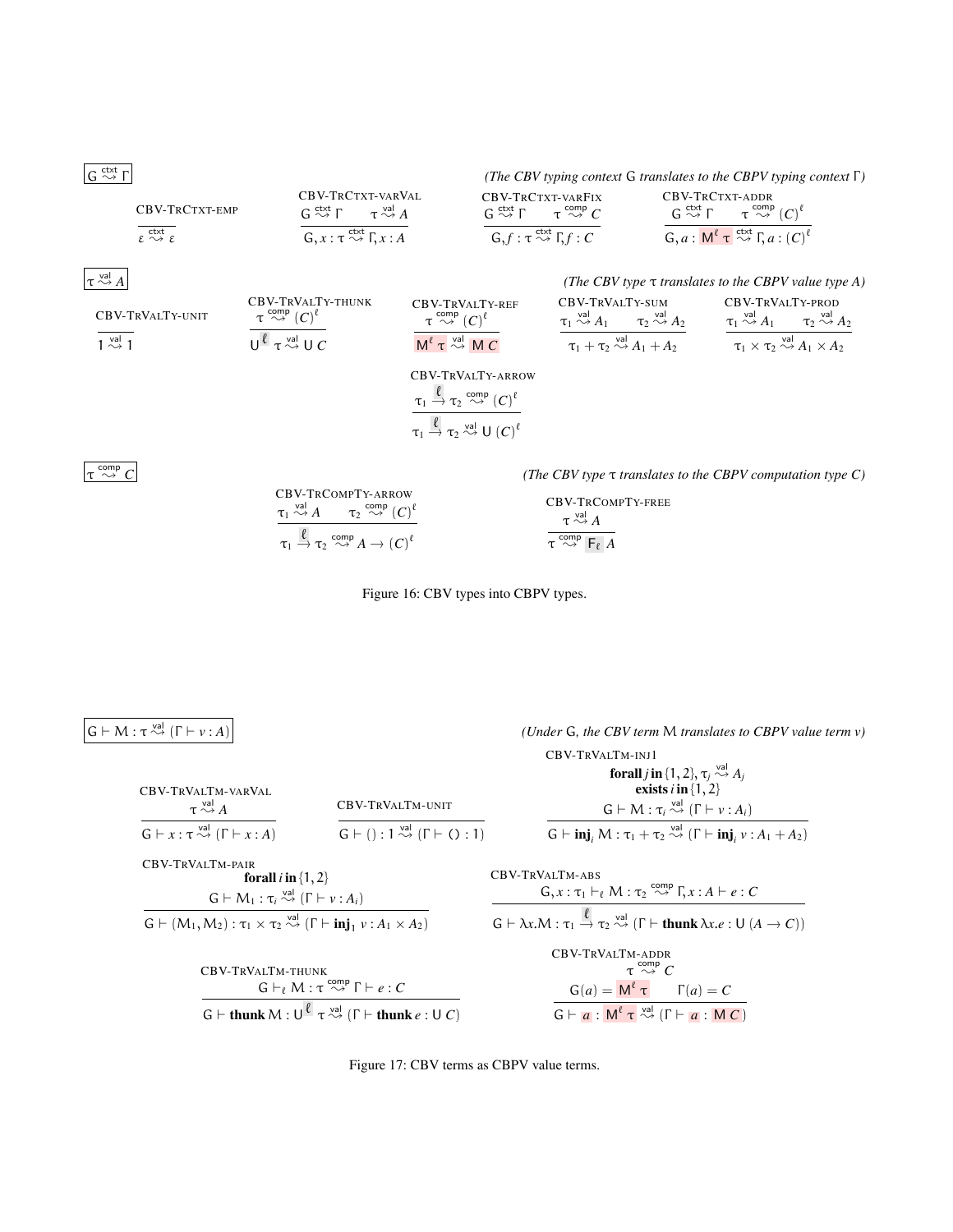$\boxed{\mathsf{G} \overset{\mathsf{ctxt}}{\rightsquigarrow} \Gamma}$ *(The CBV typing context* $\mathsf{G}$ *translates to the CBPV typing context* $\Gamma$*)*

CBV-TrCtxt-emp
$$\frac{}{\varepsilon \overset{\mathsf{ctxt}}{\rightsquigarrow} \varepsilon}$$

CBV-TrCtxt-varVal
$$\frac{\mathsf{G} \overset{\mathsf{ctxt}}{\rightsquigarrow} \Gamma \qquad \tau \overset{\mathsf{val}}{\rightsquigarrow} A}{\mathsf{G}, x : \tau \overset{\mathsf{ctxt}}{\rightsquigarrow} \Gamma, x : A}$$

CBV-TrCtxt-varFix
$$\frac{\mathsf{G} \overset{\mathsf{ctxt}}{\rightsquigarrow} \Gamma \qquad \tau \overset{\mathsf{comp}}{\rightsquigarrow} C}{\mathsf{G}, f : \tau \overset{\mathsf{ctxt}}{\rightsquigarrow} \Gamma, f : C}$$

CBV-TrCtxt-addr
$$\frac{\mathsf{G} \overset{\mathsf{ctxt}}{\rightsquigarrow} \Gamma \qquad \tau \overset{\mathsf{comp}}{\rightsquigarrow} (C)^{\ell}}{\mathsf{G}, a : \mathsf{M}^{\ell}\, \tau \overset{\mathsf{ctxt}}{\rightsquigarrow} \Gamma, a : (C)^{\ell}}$$

$\boxed{\tau \overset{\mathsf{val}}{\rightsquigarrow} A}$ *(The CBV type* $\tau$ *translates to the CBPV value type* $A$*)*

CBV-TrValTy-unit
$$\frac{}{1 \overset{\mathsf{val}}{\rightsquigarrow} 1}$$

CBV-TrValTy-thunk
$$\frac{\tau \overset{\mathsf{comp}}{\rightsquigarrow} (C)^{\ell}}{\mathsf{U}^{\ell}\, \tau \overset{\mathsf{val}}{\rightsquigarrow} \mathsf{U}\, C}$$

CBV-TrValTy-ref
$$\frac{\tau \overset{\mathsf{comp}}{\rightsquigarrow} (C)^{\ell}}{\mathsf{M}^{\ell}\, \tau \overset{\mathsf{val}}{\rightsquigarrow} \mathsf{M}\, C}$$

CBV-TrValTy-sum
$$\frac{\tau_1 \overset{\mathsf{val}}{\rightsquigarrow} A_1 \qquad \tau_2 \overset{\mathsf{val}}{\rightsquigarrow} A_2}{\tau_1 + \tau_2 \overset{\mathsf{val}}{\rightsquigarrow} A_1 + A_2}$$

CBV-TrValTy-prod
$$\frac{\tau_1 \overset{\mathsf{val}}{\rightsquigarrow} A_1 \qquad \tau_2 \overset{\mathsf{val}}{\rightsquigarrow} A_2}{\tau_1 \times \tau_2 \overset{\mathsf{val}}{\rightsquigarrow} A_1 \times A_2}$$

CBV-TrValTy-arrow
$$\frac{\tau_1 \xrightarrow{\ell} \tau_2 \overset{\mathsf{comp}}{\rightsquigarrow} (C)^{\ell}}{\tau_1 \xrightarrow{\ell} \tau_2 \overset{\mathsf{val}}{\rightsquigarrow} \mathsf{U}\, (C)^{\ell}}$$

$\boxed{\tau \overset{\mathsf{comp}}{\rightsquigarrow} C}$ *(The CBV type* $\tau$ *translates to the CBPV computation type* $C$*)*

CBV-TrCompTy-arrow
$$\frac{\tau_1 \overset{\mathsf{val}}{\rightsquigarrow} A \qquad \tau_2 \overset{\mathsf{comp}}{\rightsquigarrow} (C)^{\ell}}{\tau_1 \xrightarrow{\ell} \tau_2 \overset{\mathsf{comp}}{\rightsquigarrow} A \rightarrow (C)^{\ell}}$$

CBV-TrCompTy-free
$$\frac{\tau \overset{\mathsf{val}}{\rightsquigarrow} A}{\tau \overset{\mathsf{comp}}{\rightsquigarrow} \mathsf{F}_{\ell}\, A}$$

Figure 16: CBV types into CBPV types.

$\boxed{\mathsf{G} \vdash \mathsf{M} : \tau \overset{\mathsf{val}}{\rightsquigarrow} (\Gamma \vdash v : A)}$ *(Under* $\mathsf{G}$*, the CBV term* $\mathsf{M}$ *translates to CBPV value term* $v$*)*

CBV-TrValTm-varVal
$$\frac{\tau \overset{\mathsf{val}}{\rightsquigarrow} A}{\mathsf{G} \vdash x : \tau \overset{\mathsf{val}}{\rightsquigarrow} (\Gamma \vdash x : A)}$$

CBV-TrValTm-unit
$$\frac{}{\mathsf{G} \vdash () : 1 \overset{\mathsf{val}}{\rightsquigarrow} (\Gamma \vdash () : 1)}$$

CBV-TrValTm-inj1
$$\frac{\begin{array}{c}\textbf{forall}\ j\ \textbf{in}\ \{1,2\}, \tau_j \overset{\mathsf{val}}{\rightsquigarrow} A_j \\ \textbf{exists}\ i\ \textbf{in}\ \{1,2\} \\ \mathsf{G} \vdash \mathsf{M} : \tau_i \overset{\mathsf{val}}{\rightsquigarrow} (\Gamma \vdash v : A_i)\end{array}}{\mathsf{G} \vdash \textbf{inj}_i\, \mathsf{M} : \tau_1 + \tau_2 \overset{\mathsf{val}}{\rightsquigarrow} (\Gamma \vdash \textbf{inj}_i\, v : A_1 + A_2)}$$

CBV-TrValTm-pair
$$\frac{\begin{array}{c}\textbf{forall}\ i\ \textbf{in}\ \{1,2\} \\ \mathsf{G} \vdash \mathsf{M}_1 : \tau_i \overset{\mathsf{val}}{\rightsquigarrow} (\Gamma \vdash v : A_i)\end{array}}{\mathsf{G} \vdash (\mathsf{M}_1, \mathsf{M}_2) : \tau_1 \times \tau_2 \overset{\mathsf{val}}{\rightsquigarrow} (\Gamma \vdash \textbf{inj}_1\, v : A_1 \times A_2)}$$

CBV-TrValTm-abs
$$\frac{\mathsf{G}, x : \tau_1 \vdash_{\ell} \mathsf{M} : \tau_2 \overset{\mathsf{comp}}{\rightsquigarrow} \Gamma, x : A \vdash e : C}{\mathsf{G} \vdash \lambda x.\mathsf{M} : \tau_1 \xrightarrow{\ell} \tau_2 \overset{\mathsf{val}}{\rightsquigarrow} (\Gamma \vdash \textbf{thunk}\, \lambda x.e : \mathsf{U}\, (A \rightarrow C))}$$

CBV-TrValTm-thunk
$$\frac{\mathsf{G} \vdash_{\ell} \mathsf{M} : \tau \overset{\mathsf{comp}}{\rightsquigarrow} \Gamma \vdash e : C}{\mathsf{G} \vdash \textbf{thunk}\, \mathsf{M} : \mathsf{U}^{\ell}\, \tau \overset{\mathsf{val}}{\rightsquigarrow} (\Gamma \vdash \textbf{thunk}\, e : \mathsf{U}\, C)}$$

CBV-TrValTm-addr
$$\frac{\begin{array}{c}\tau \overset{\mathsf{comp}}{\rightsquigarrow} C \\ \mathsf{G}(a) = \mathsf{M}^{\ell}\, \tau \qquad \Gamma(a) = C\end{array}}{\mathsf{G} \vdash a : \mathsf{M}^{\ell}\, \tau \overset{\mathsf{val}}{\rightsquigarrow} (\Gamma \vdash a : \mathsf{M}\, C)}$$

Figure 17: CBV terms as CBPV value terms.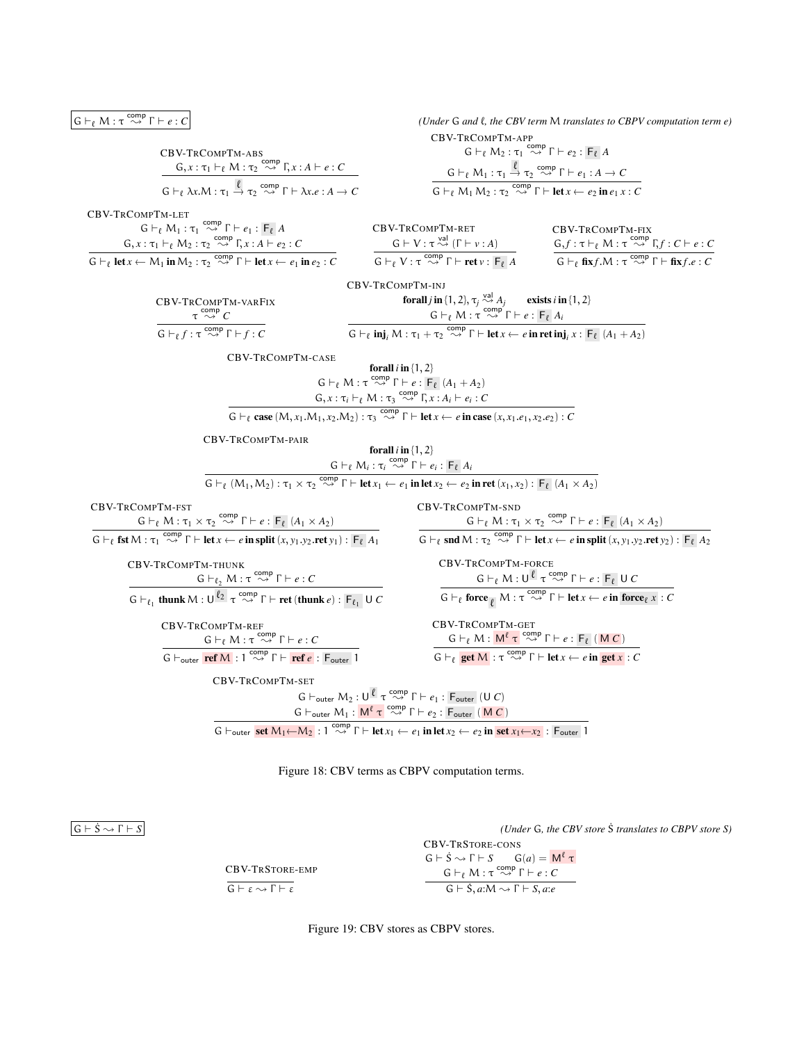$$\boxed{\mathsf{G} \vdash_{\ell} \mathsf{M} : \tau \overset{\mathsf{comp}}{\rightsquigarrow} \Gamma \vdash e : C}$$

*(Under* $\mathsf{G}$ *and* $\ell$*, the CBV term* $\mathsf{M}$ *translates to CBPV computation term* $e$*)*

CBV-TrCompTm-Abs

$$\frac{\mathsf{G}, x : \tau_1 \vdash_{\ell} \mathsf{M} : \tau_2 \overset{\mathsf{comp}}{\rightsquigarrow} \Gamma, x : A \vdash e : C}{\mathsf{G} \vdash_{\ell} \lambda x.\mathsf{M} : \tau_1 \overset{\ell}{\to} \tau_2 \overset{\mathsf{comp}}{\rightsquigarrow} \Gamma \vdash \lambda x.e : A \to C}$$

CBV-TrCompTm-App

$$\frac{\mathsf{G} \vdash_{\ell} \mathsf{M}_2 : \tau_1 \overset{\mathsf{comp}}{\rightsquigarrow} \Gamma \vdash e_2 : \mathsf{F}_{\ell}\ A \qquad \mathsf{G} \vdash_{\ell} \mathsf{M}_1 : \tau_1 \overset{\ell}{\to} \tau_2 \overset{\mathsf{comp}}{\rightsquigarrow} \Gamma \vdash e_1 : A \to C}{\mathsf{G} \vdash_{\ell} \mathsf{M}_1\ \mathsf{M}_2 : \tau_2 \overset{\mathsf{comp}}{\rightsquigarrow} \Gamma \vdash \mathbf{let}\, x \leftarrow e_2 \,\mathbf{in}\, e_1\ x : C}$$

CBV-TrCompTm-Let

$$\frac{\mathsf{G} \vdash_{\ell} \mathsf{M}_1 : \tau_1 \overset{\mathsf{comp}}{\rightsquigarrow} \Gamma \vdash e_1 : \mathsf{F}_{\ell}\ A \qquad \mathsf{G}, x : \tau_1 \vdash_{\ell} \mathsf{M}_2 : \tau_2 \overset{\mathsf{comp}}{\rightsquigarrow} \Gamma, x : A \vdash e_2 : C}{\mathsf{G} \vdash_{\ell} \mathbf{let}\, x \leftarrow \mathsf{M}_1 \,\mathbf{in}\, \mathsf{M}_2 : \tau_2 \overset{\mathsf{comp}}{\rightsquigarrow} \Gamma \vdash \mathbf{let}\, x \leftarrow e_1 \,\mathbf{in}\, e_2 : C}$$

CBV-TrCompTm-Ret

$$\frac{\mathsf{G} \vdash \mathsf{V} : \tau \overset{\mathsf{val}}{\rightsquigarrow} (\Gamma \vdash v : A)}{\mathsf{G} \vdash_{\ell} \mathsf{V} : \tau \overset{\mathsf{comp}}{\rightsquigarrow} \Gamma \vdash \mathbf{ret}\, v : \mathsf{F}_{\ell}\ A}$$

CBV-TrCompTm-Fix

$$\frac{\mathsf{G}, f : \tau \vdash_{\ell} \mathsf{M} : \tau \overset{\mathsf{comp}}{\rightsquigarrow} \Gamma, f : C \vdash e : C}{\mathsf{G} \vdash_{\ell} \mathbf{fix}\, f.\mathsf{M} : \tau \overset{\mathsf{comp}}{\rightsquigarrow} \Gamma \vdash \mathbf{fix}\, f.e : C}$$

CBV-TrCompTm-varFix

$$\frac{\tau \overset{\mathsf{comp}}{\rightsquigarrow} C}{\mathsf{G} \vdash_{\ell} f : \tau \overset{\mathsf{comp}}{\rightsquigarrow} \Gamma \vdash f : C}$$

CBV-TrCompTm-Inj

$$\frac{\mathbf{forall}\ j\ \mathbf{in}\ \{1,2\}, \tau_j \overset{\mathsf{val}}{\rightsquigarrow} A_j \qquad \mathbf{exists}\ i\ \mathbf{in}\ \{1,2\} \qquad \mathsf{G} \vdash_{\ell} \mathsf{M} : \tau \overset{\mathsf{comp}}{\rightsquigarrow} \Gamma \vdash e : \mathsf{F}_{\ell}\ A_i}{\mathsf{G} \vdash_{\ell} \mathbf{inj}_i\ \mathsf{M} : \tau_1 + \tau_2 \overset{\mathsf{comp}}{\rightsquigarrow} \Gamma \vdash \mathbf{let}\, x \leftarrow e \,\mathbf{in}\, \mathbf{ret}\, \mathbf{inj}_i\ x : \mathsf{F}_{\ell}\ (A_1 + A_2)}$$

CBV-TrCompTm-Case

$$\frac{\mathbf{forall}\ i\ \mathbf{in}\ \{1,2\} \qquad \mathsf{G} \vdash_{\ell} \mathsf{M} : \tau \overset{\mathsf{comp}}{\rightsquigarrow} \Gamma \vdash e : \mathsf{F}_{\ell}\ (A_1 + A_2) \qquad \mathsf{G}, x : \tau_i \vdash_{\ell} \mathsf{M} : \tau_3 \overset{\mathsf{comp}}{\rightsquigarrow} \Gamma, x : A_i \vdash e_i : C}{\mathsf{G} \vdash_{\ell} \mathbf{case}\,(\mathsf{M}, x_1.\mathsf{M}_1, x_2.\mathsf{M}_2) : \tau_3 \overset{\mathsf{comp}}{\rightsquigarrow} \Gamma \vdash \mathbf{let}\, x \leftarrow e \,\mathbf{in}\, \mathbf{case}\,(x, x_1.e_1, x_2.e_2) : C}$$

CBV-TrCompTm-Pair

$$\frac{\mathbf{forall}\ i\ \mathbf{in}\ \{1,2\} \qquad \mathsf{G} \vdash_{\ell} \mathsf{M}_i : \tau_i \overset{\mathsf{comp}}{\rightsquigarrow} \Gamma \vdash e_i : \mathsf{F}_{\ell}\ A_i}{\mathsf{G} \vdash_{\ell} (\mathsf{M}_1, \mathsf{M}_2) : \tau_1 \times \tau_2 \overset{\mathsf{comp}}{\rightsquigarrow} \Gamma \vdash \mathbf{let}\, x_1 \leftarrow e_1 \,\mathbf{in}\, \mathbf{let}\, x_2 \leftarrow e_2 \,\mathbf{in}\, \mathbf{ret}\,(x_1, x_2) : \mathsf{F}_{\ell}\ (A_1 \times A_2)}$$

CBV-TrCompTm-Fst

$$\frac{\mathsf{G} \vdash_{\ell} \mathsf{M} : \tau_1 \times \tau_2 \overset{\mathsf{comp}}{\rightsquigarrow} \Gamma \vdash e : \mathsf{F}_{\ell}\ (A_1 \times A_2)}{\mathsf{G} \vdash_{\ell} \mathbf{fst}\, \mathsf{M} : \tau_1 \overset{\mathsf{comp}}{\rightsquigarrow} \Gamma \vdash \mathbf{let}\, x \leftarrow e \,\mathbf{in}\, \mathbf{split}\,(x, y_1.y_2.\mathbf{ret}\, y_1) : \mathsf{F}_{\ell}\ A_1}$$

CBV-TrCompTm-Snd

$$\frac{\mathsf{G} \vdash_{\ell} \mathsf{M} : \tau_1 \times \tau_2 \overset{\mathsf{comp}}{\rightsquigarrow} \Gamma \vdash e : \mathsf{F}_{\ell}\ (A_1 \times A_2)}{\mathsf{G} \vdash_{\ell} \mathbf{snd}\, \mathsf{M} : \tau_2 \overset{\mathsf{comp}}{\rightsquigarrow} \Gamma \vdash \mathbf{let}\, x \leftarrow e \,\mathbf{in}\, \mathbf{split}\,(x, y_1.y_2.\mathbf{ret}\, y_2) : \mathsf{F}_{\ell}\ A_2}$$

CBV-TrCompTm-Thunk

$$\frac{\mathsf{G} \vdash_{\ell_2} \mathsf{M} : \tau \overset{\mathsf{comp}}{\rightsquigarrow} \Gamma \vdash e : C}{\mathsf{G} \vdash_{\ell_1} \mathbf{thunk}\, \mathsf{M} : \mathsf{U}^{\ell_2}\ \tau \overset{\mathsf{comp}}{\rightsquigarrow} \Gamma \vdash \mathbf{ret}\,(\mathbf{thunk}\, e) : \mathsf{F}_{\ell_1}\ \mathsf{U}\ C}$$

CBV-TrCompTm-Force

$$\frac{\mathsf{G} \vdash_{\ell} \mathsf{M} : \mathsf{U}^{\ell}\ \tau \overset{\mathsf{comp}}{\rightsquigarrow} \Gamma \vdash e : \mathsf{F}_{\ell}\ \mathsf{U}\ C}{\mathsf{G} \vdash_{\ell} \mathbf{force}_{\ell}\ \mathsf{M} : \tau \overset{\mathsf{comp}}{\rightsquigarrow} \Gamma \vdash \mathbf{let}\, x \leftarrow e \,\mathbf{in}\, \mathbf{force}_{\ell}\ x : C}$$

CBV-TrCompTm-Ref

$$\frac{\mathsf{G} \vdash_{\ell} \mathsf{M} : \tau \overset{\mathsf{comp}}{\rightsquigarrow} \Gamma \vdash e : C}{\mathsf{G} \vdash_{\mathsf{outer}} \mathbf{ref}\, \mathsf{M} : 1 \overset{\mathsf{comp}}{\rightsquigarrow} \Gamma \vdash \mathbf{ref}\, e : \mathsf{F}_{\mathsf{outer}}\ 1}$$

CBV-TrCompTm-Get

$$\frac{\mathsf{G} \vdash_{\ell} \mathsf{M} : \mathsf{M}^{\ell}\ \tau \overset{\mathsf{comp}}{\rightsquigarrow} \Gamma \vdash e : \mathsf{F}_{\ell}\ (\mathsf{M}\ C)}{\mathsf{G} \vdash_{\ell} \mathbf{get}\, \mathsf{M} : \tau \overset{\mathsf{comp}}{\rightsquigarrow} \Gamma \vdash \mathbf{let}\, x \leftarrow e \,\mathbf{in}\, \mathbf{get}\, x : C}$$

CBV-TrCompTm-Set

$$\frac{\mathsf{G} \vdash_{\mathsf{outer}} \mathsf{M}_2 : \mathsf{U}^{\ell}\ \tau \overset{\mathsf{comp}}{\rightsquigarrow} \Gamma \vdash e_1 : \mathsf{F}_{\mathsf{outer}}\ (\mathsf{U}\ C) \qquad \mathsf{G} \vdash_{\mathsf{outer}} \mathsf{M}_1 : \mathsf{M}^{\ell}\ \tau \overset{\mathsf{comp}}{\rightsquigarrow} \Gamma \vdash e_2 : \mathsf{F}_{\mathsf{outer}}\ (\mathsf{M}\ C)}{\mathsf{G} \vdash_{\mathsf{outer}} \mathbf{set}\, \mathsf{M}_1 \leftarrow \mathsf{M}_2 : 1 \overset{\mathsf{comp}}{\rightsquigarrow} \Gamma \vdash \mathbf{let}\, x_1 \leftarrow e_1 \,\mathbf{in}\, \mathbf{let}\, x_2 \leftarrow e_2 \,\mathbf{in}\, \mathbf{set}\, x_1 \leftarrow x_2 : \mathsf{F}_{\mathsf{outer}}\ 1}$$

Figure 18: CBV terms as CBPV computation terms.

$$\boxed{\mathsf{G} \vdash \dot{\mathsf{S}} \rightsquigarrow \Gamma \vdash S}$$

*(Under* $\mathsf{G}$*, the CBV store* $\dot{\mathsf{S}}$ *translates to CBPV store* $S$*)*

CBV-TrStore-Emp

$$\frac{}{\mathsf{G} \vdash \varepsilon \rightsquigarrow \Gamma \vdash \varepsilon}$$

CBV-TrStore-Cons

$$\frac{\mathsf{G} \vdash \dot{\mathsf{S}} \rightsquigarrow \Gamma \vdash S \qquad \mathsf{G}(a) = \mathsf{M}^{\ell}\ \tau \qquad \mathsf{G} \vdash_{\ell} \mathsf{M} : \tau \overset{\mathsf{comp}}{\rightsquigarrow} \Gamma \vdash e : C}{\mathsf{G} \vdash \dot{\mathsf{S}}, a{:}\mathsf{M} \rightsquigarrow \Gamma \vdash S, a{:}e}$$

Figure 19: CBV stores as CBPV stores.